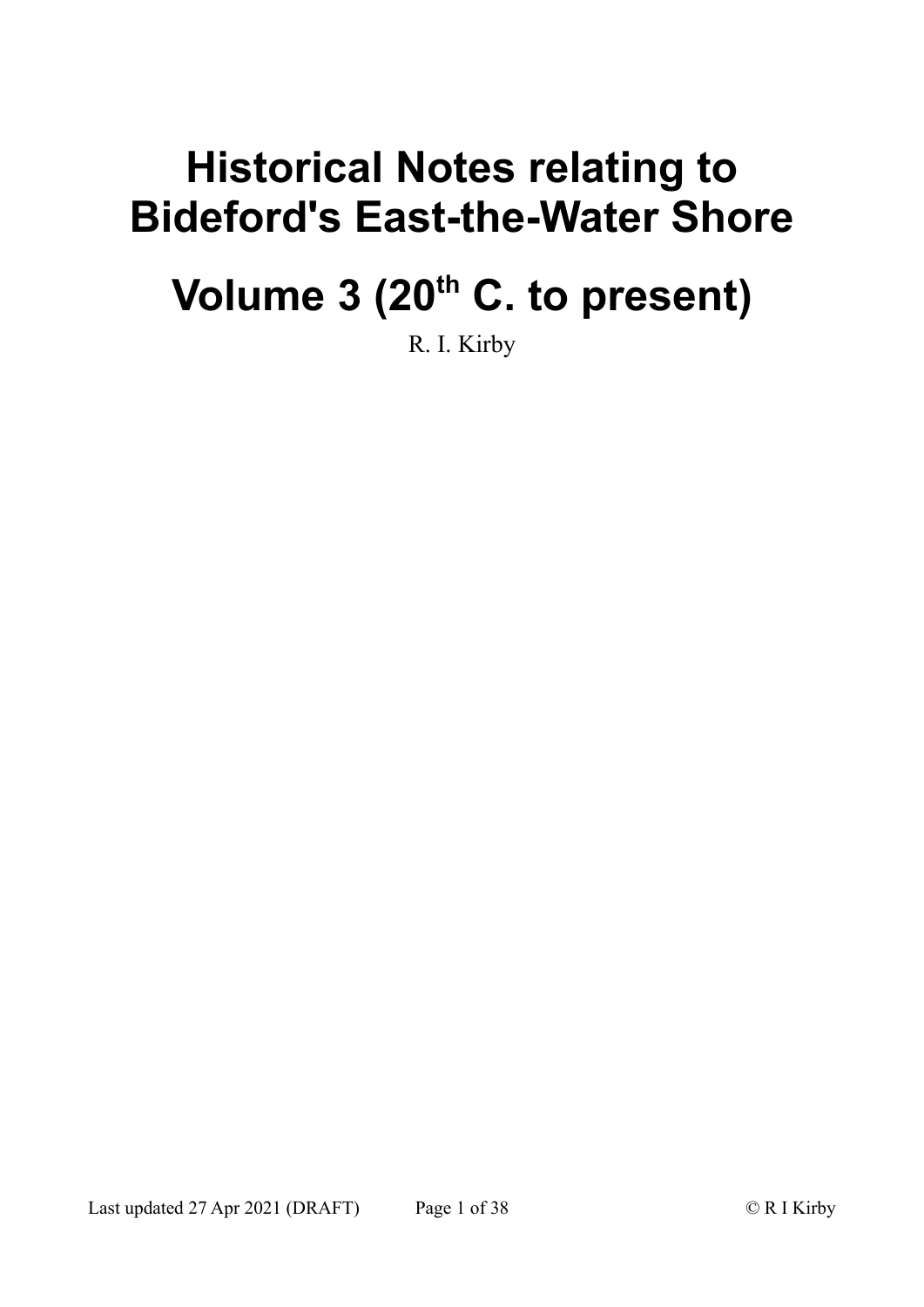# Historical Notes relating to Bideford's East-the-Water Shore

# Volume 3 ($20^{th}$ C. to present)

R. I. Kirby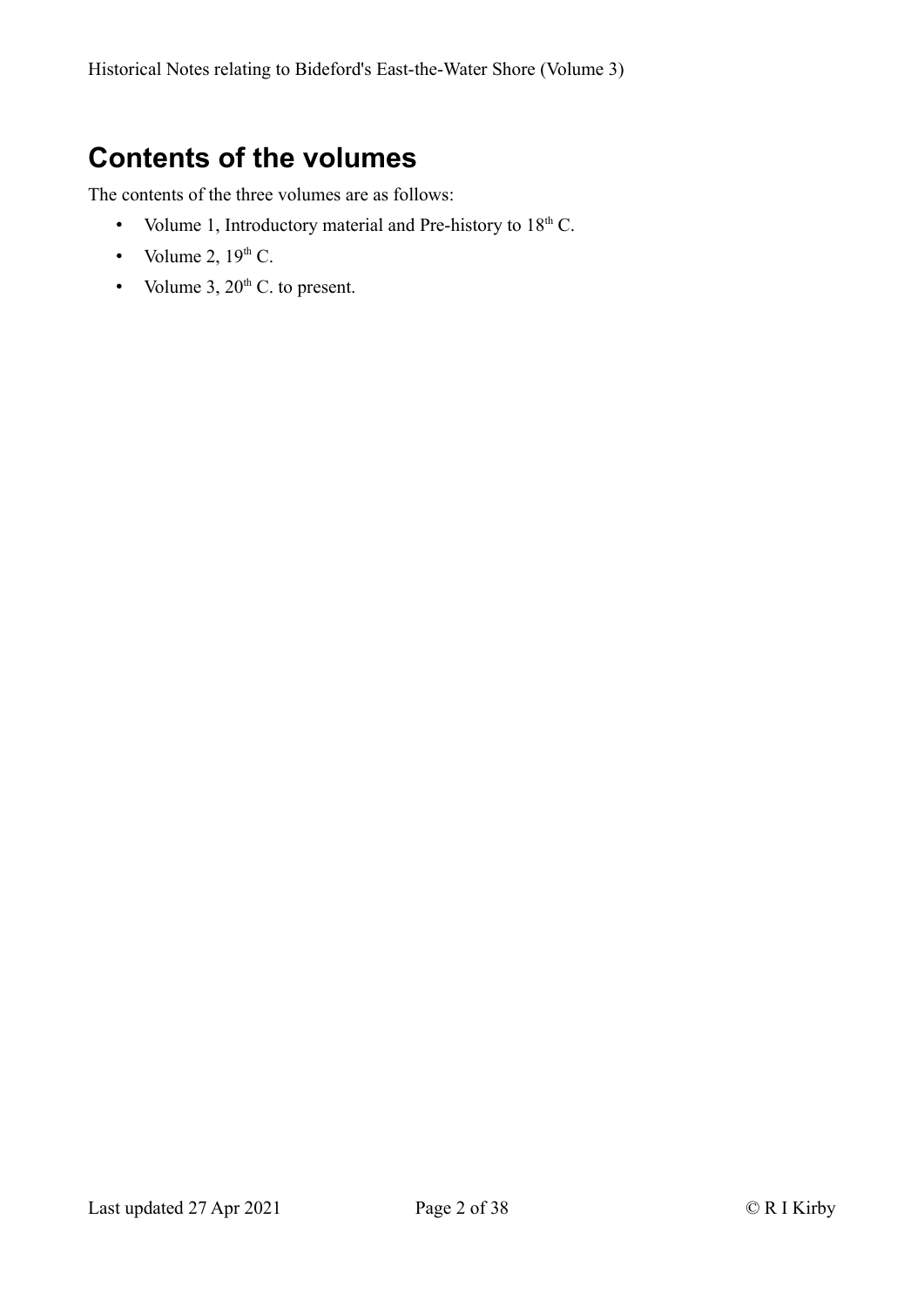# Contents of the volumes

The contents of the three volumes are as follows:

- Volume 1, Introductory material and Pre-history to 18th C.
- Volume 2, 19th C.
- Volume 3, 20th C. to present.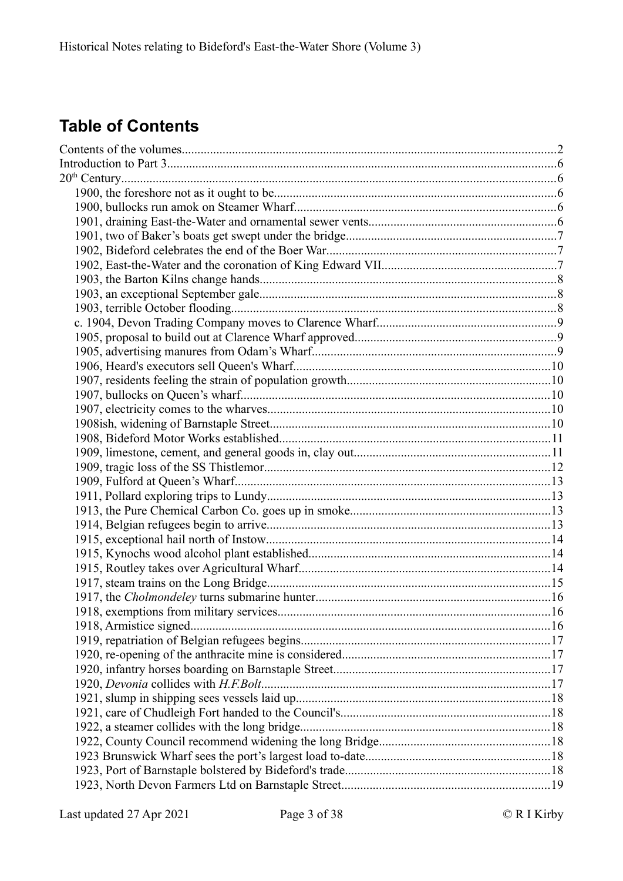## Table of Contents

Contents of the volumes....................2
Introduction to Part 3....................6
20th Century....................6
- 1900, the foreshore not as it ought to be....................6
- 1900, bullocks run amok on Steamer Wharf....................6
- 1901, draining East-the-Water and ornamental sewer vents....................6
- 1901, two of Baker's boats get swept under the bridge....................7
- 1902, Bideford celebrates the end of the Boer War....................7
- 1902, East-the-Water and the coronation of King Edward VII....................7
- 1903, the Barton Kilns change hands....................8
- 1903, an exceptional September gale....................8
- 1903, terrible October flooding....................8
- c. 1904, Devon Trading Company moves to Clarence Wharf....................9
- 1905, proposal to build out at Clarence Wharf approved....................9
- 1905, advertising manures from Odam's Wharf....................9
- 1906, Heard's executors sell Queen's Wharf....................10
- 1907, residents feeling the strain of population growth....................10
- 1907, bullocks on Queen's wharf....................10
- 1907, electricity comes to the wharves....................10
- 1908ish, widening of Barnstaple Street....................10
- 1908, Bideford Motor Works established....................11
- 1909, limestone, cement, and general goods in, clay out....................11
- 1909, tragic loss of the SS Thistlemor....................12
- 1909, Fulford at Queen's Wharf....................13
- 1911, Pollard exploring trips to Lundy....................13
- 1913, the Pure Chemical Carbon Co. goes up in smoke....................13
- 1914, Belgian refugees begin to arrive....................13
- 1915, exceptional hail north of Instow....................14
- 1915, Kynochs wood alcohol plant established....................14
- 1915, Routley takes over Agricultural Wharf....................14
- 1917, steam trains on the Long Bridge....................15
- 1917, the *Cholmondeley* turns submarine hunter....................16
- 1918, exemptions from military services....................16
- 1918, Armistice signed....................16
- 1919, repatriation of Belgian refugees begins....................17
- 1920, re-opening of the anthracite mine is considered....................17
- 1920, infantry horses boarding on Barnstaple Street....................17
- 1920, *Devonia* collides with *H.F.Bolt*....................17
- 1921, slump in shipping sees vessels laid up....................18
- 1921, care of Chudleigh Fort handed to the Council's....................18
- 1922, a steamer collides with the long bridge....................18
- 1922, County Council recommend widening the long Bridge....................18
- 1923 Brunswick Wharf sees the port's largest load to-date....................18
- 1923, Port of Barnstaple bolstered by Bideford's trade....................18
- 1923, North Devon Farmers Ltd on Barnstaple Street....................19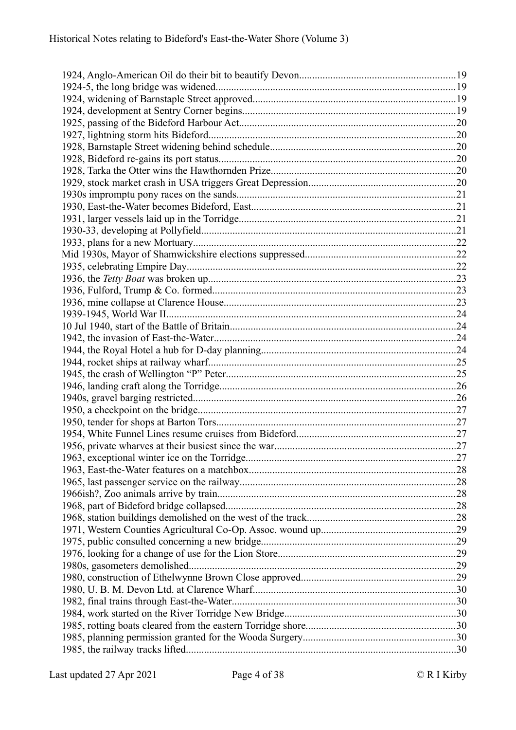1924, Anglo-American Oil do their bit to beautify Devon............................................................19
1924-5, the long bridge was widened...........................................................................................19
1924, widening of Barnstaple Street approved.............................................................................19
1924, development at Sentry Corner begins.................................................................................19
1925, passing of the Bideford Harbour Act..................................................................................20
1927, lightning storm hits Bideford..............................................................................................20
1928, Barnstaple Street widening behind schedule.......................................................................20
1928, Bideford re-gains its port status..........................................................................................20
1928, Tarka the Otter wins the Hawthornden Prize......................................................................20
1929, stock market crash in USA triggers Great Depression........................................................20
1930s impromptu pony races on the sands...................................................................................21
1930, East-the-Water becomes Bideford, East..............................................................................21
1931, larger vessels laid up in the Torridge..................................................................................21
1930-33, developing at Pollyfield.................................................................................................21
1933, plans for a new Mortuary....................................................................................................22
Mid 1930s, Mayor of Shamwickshire elections suppressed..........................................................22
1935, celebrating Empire Day......................................................................................................22
1936, the *Tetty Boat* was broken up..............................................................................................23
1936, Fulford, Trump & Co. formed.............................................................................................23
1936, mine collapse at Clarence House.........................................................................................23
1939-1945, World War II..............................................................................................................24
10 Jul 1940, start of the Battle of Britain......................................................................................24
1942, the invasion of East-the-Water............................................................................................24
1944, the Royal Hotel a hub for D-day planning..........................................................................24
1944, rocket ships at railway wharf...............................................................................................25
1945, the crash of Wellington "P" Peter.......................................................................................25
1946, landing craft along the Torridge..........................................................................................26
1940s, gravel barging restricted....................................................................................................26
1950, a checkpoint on the bridge...................................................................................................27
1950, tender for shops at Barton Tors...........................................................................................27
1954, White Funnel Lines resume cruises from Bideford.............................................................27
1956, private wharves at their busiest since the war.....................................................................27
1963, exceptional winter ice on the Torridge................................................................................27
1963, East-the-Water features on a matchbox...............................................................................28
1965, last passenger service on the railway...................................................................................28
1966ish?, Zoo animals arrive by train...........................................................................................28
1968, part of Bideford bridge collapsed........................................................................................28
1968, station buildings demolished on the west of the track.........................................................28
1971, Western Counties Agricultural Co-Op. Assoc. wound up...................................................29
1975, public consulted concerning a new bridge...........................................................................29
1976, looking for a change of use for the Lion Store....................................................................29
1980s, gasometers demolished......................................................................................................29
1980, construction of Ethelwynne Brown Close approved...........................................................29
1980, U. B. M. Devon Ltd. at Clarence Wharf.............................................................................30
1982, final trains through East-the-Water.....................................................................................30
1984, work started on the River Torridge New Bridge.................................................................30
1985, rotting boats cleared from the eastern Torridge shore.........................................................30
1985, planning permission granted for the Wooda Surgery..........................................................30
1985, the railway tracks lifted.......................................................................................................30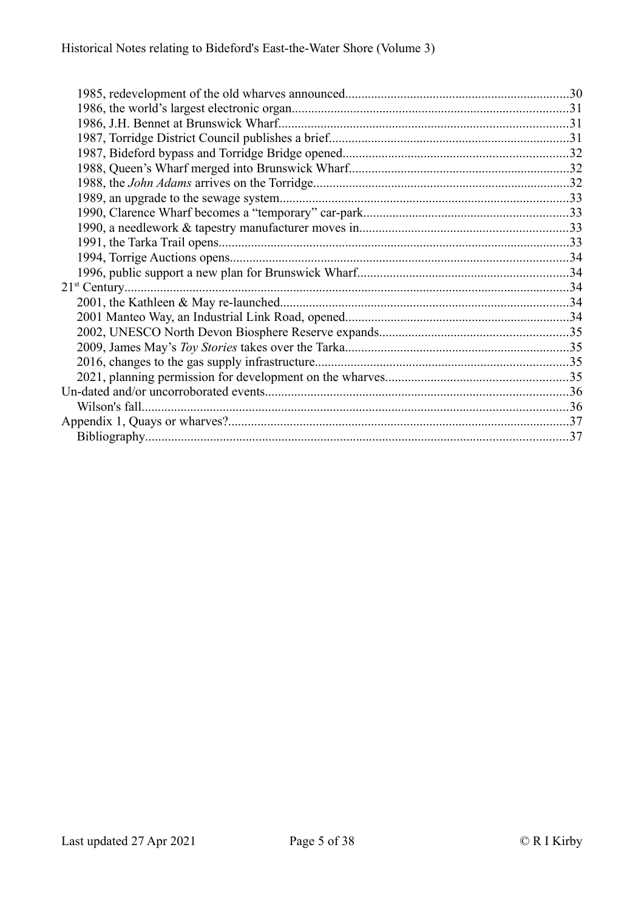1985, redevelopment of the old wharves announced....................................................................30
1986, the world's largest electronic organ....................................................................................31
1986, J.H. Bennet at Brunswick Wharf.........................................................................................31
1987, Torridge District Council publishes a brief..........................................................................31
1987, Bideford bypass and Torridge Bridge opened.....................................................................32
1988, Queen's Wharf merged into Brunswick Wharf...................................................................32
1988, the *John Adams* arrives on the Torridge..............................................................................32
1989, an upgrade to the sewage system.........................................................................................33
1990, Clarence Wharf becomes a "temporary" car-park...............................................................33
1990, a needlework & tapestry manufacturer moves in................................................................33
1991, the Tarka Trail opens...........................................................................................................33
1994, Torrige Auctions opens........................................................................................................34
1996, public support a new plan for Brunswick Wharf................................................................34

21st Century........................................................................................................................................34
2001, the Kathleen & May re-launched.........................................................................................34
2001 Manteo Way, an Industrial Link Road, opened.....................................................................34
2002, UNESCO North Devon Biosphere Reserve expands..........................................................35
2009, James May's *Toy Stories* takes over the Tarka.....................................................................35
2016, changes to the gas supply infrastructure..............................................................................35
2021, planning permission for development on the wharves........................................................35

Un-dated and/or uncorroborated events.............................................................................................36
Wilson's fall...................................................................................................................................36

Appendix 1, Quays or wharves?.........................................................................................................37
Bibliography.................................................................................................................................37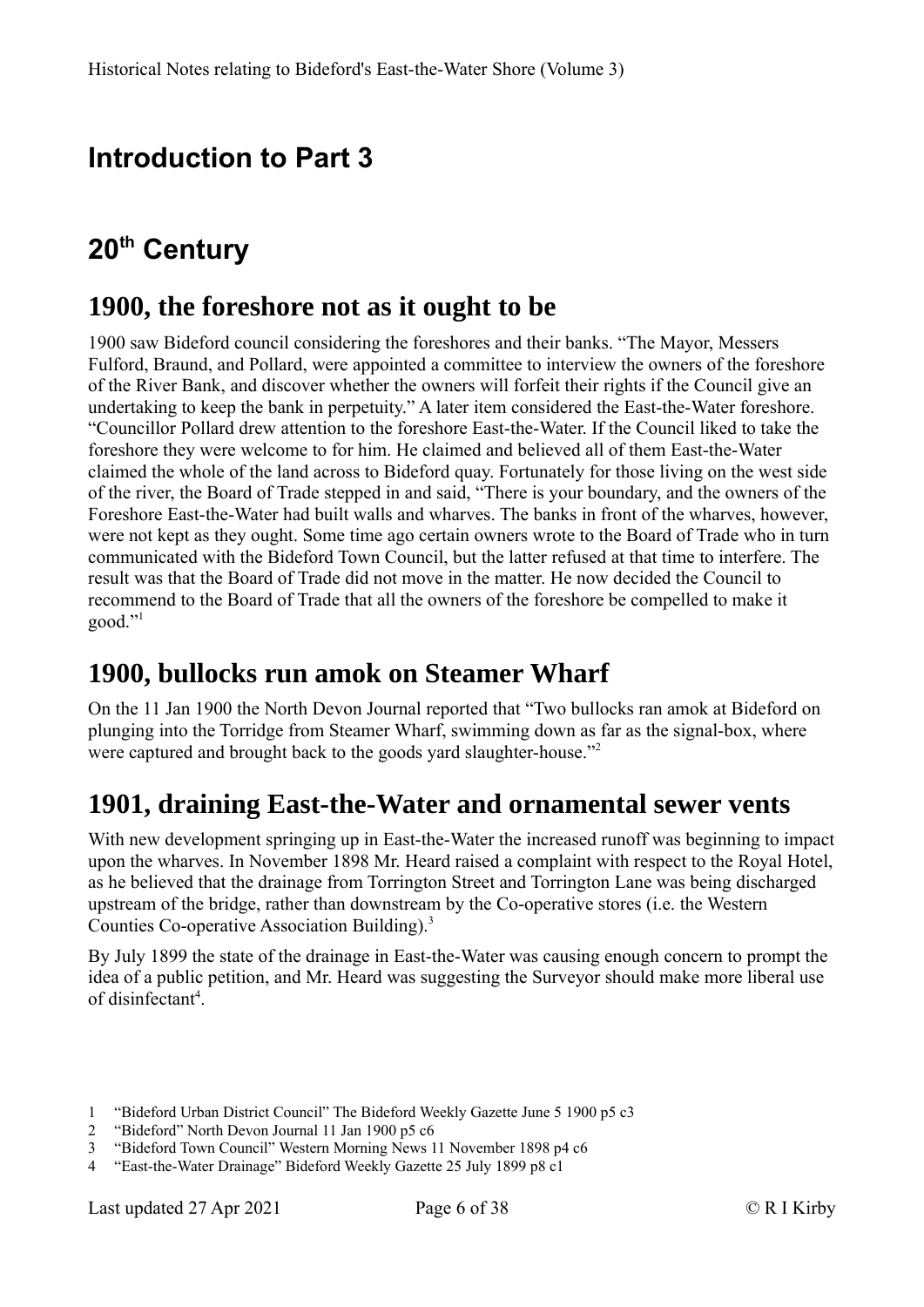# Introduction to Part 3

# 20th Century

## 1900, the foreshore not as it ought to be

1900 saw Bideford council considering the foreshores and their banks. "The Mayor, Messers Fulford, Braund, and Pollard, were appointed a committee to interview the owners of the foreshore of the River Bank, and discover whether the owners will forfeit their rights if the Council give an undertaking to keep the bank in perpetuity." A later item considered the East-the-Water foreshore. "Councillor Pollard drew attention to the foreshore East-the-Water. If the Council liked to take the foreshore they were welcome to for him. He claimed and believed all of them East-the-Water claimed the whole of the land across to Bideford quay. Fortunately for those living on the west side of the river, the Board of Trade stepped in and said, "There is your boundary, and the owners of the Foreshore East-the-Water had built walls and wharves. The banks in front of the wharves, however, were not kept as they ought. Some time ago certain owners wrote to the Board of Trade who in turn communicated with the Bideford Town Council, but the latter refused at that time to interfere. The result was that the Board of Trade did not move in the matter. He now decided the Council to recommend to the Board of Trade that all the owners of the foreshore be compelled to make it good."[1]

## 1900, bullocks run amok on Steamer Wharf

On the 11 Jan 1900 the North Devon Journal reported that "Two bullocks ran amok at Bideford on plunging into the Torridge from Steamer Wharf, swimming down as far as the signal-box, where were captured and brought back to the goods yard slaughter-house."[2]

## 1901, draining East-the-Water and ornamental sewer vents

With new development springing up in East-the-Water the increased runoff was beginning to impact upon the wharves. In November 1898 Mr. Heard raised a complaint with respect to the Royal Hotel, as he believed that the drainage from Torrington Street and Torrington Lane was being discharged upstream of the bridge, rather than downstream by the Co-operative stores (i.e. the Western Counties Co-operative Association Building).[3]

By July 1899 the state of the drainage in East-the-Water was causing enough concern to prompt the idea of a public petition, and Mr. Heard was suggesting the Surveyor should make more liberal use of disinfectant[4].

1 "Bideford Urban District Council" The Bideford Weekly Gazette June 5 1900 p5 c3
2 "Bideford" North Devon Journal 11 Jan 1900 p5 c6
3 "Bideford Town Council" Western Morning News 11 November 1898 p4 c6
4 "East-the-Water Drainage" Bideford Weekly Gazette 25 July 1899 p8 c1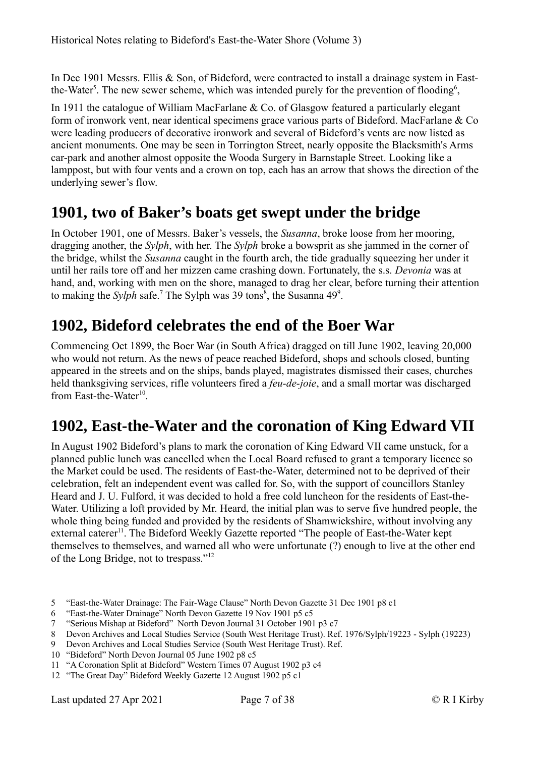In Dec 1901 Messrs. Ellis & Son, of Bideford, were contracted to install a drainage system in East-the-Water[5]. The new sewer scheme, which was intended purely for the prevention of flooding[6],

In 1911 the catalogue of William MacFarlane & Co. of Glasgow featured a particularly elegant form of ironwork vent, near identical specimens grace various parts of Bideford. MacFarlane & Co were leading producers of decorative ironwork and several of Bideford's vents are now listed as ancient monuments. One may be seen in Torrington Street, nearly opposite the Blacksmith's Arms car-park and another almost opposite the Wooda Surgery in Barnstaple Street. Looking like a lamppost, but with four vents and a crown on top, each has an arrow that shows the direction of the underlying sewer's flow.

## 1901, two of Baker's boats get swept under the bridge

In October 1901, one of Messrs. Baker's vessels, the *Susanna*, broke loose from her mooring, dragging another, the *Sylph*, with her. The *Sylph* broke a bowsprit as she jammed in the corner of the bridge, whilst the *Susanna* caught in the fourth arch, the tide gradually squeezing her under it until her rails tore off and her mizzen came crashing down. Fortunately, the s.s. *Devonia* was at hand, and, working with men on the shore, managed to drag her clear, before turning their attention to making the *Sylph* safe.[7] The Sylph was 39 tons[8], the Susanna 49[9].

## 1902, Bideford celebrates the end of the Boer War

Commencing Oct 1899, the Boer War (in South Africa) dragged on till June 1902, leaving 20,000 who would not return. As the news of peace reached Bideford, shops and schools closed, bunting appeared in the streets and on the ships, bands played, magistrates dismissed their cases, churches held thanksgiving services, rifle volunteers fired a *feu-de-joie*, and a small mortar was discharged from East-the-Water[10].

## 1902, East-the-Water and the coronation of King Edward VII

In August 1902 Bideford's plans to mark the coronation of King Edward VII came unstuck, for a planned public lunch was cancelled when the Local Board refused to grant a temporary licence so the Market could be used. The residents of East-the-Water, determined not to be deprived of their celebration, felt an independent event was called for. So, with the support of councillors Stanley Heard and J. U. Fulford, it was decided to hold a free cold luncheon for the residents of East-the-Water. Utilizing a loft provided by Mr. Heard, the initial plan was to serve five hundred people, the whole thing being funded and provided by the residents of Shamwickshire, without involving any external caterer[11]. The Bideford Weekly Gazette reported "The people of East-the-Water kept themselves to themselves, and warned all who were unfortunate (?) enough to live at the other end of the Long Bridge, not to trespass."[12]

5 "East-the-Water Drainage: The Fair-Wage Clause" North Devon Gazette 31 Dec 1901 p8 c1
6 "East-the-Water Drainage" North Devon Gazette 19 Nov 1901 p5 c5
7 "Serious Mishap at Bideford" North Devon Journal 31 October 1901 p3 c7
8 Devon Archives and Local Studies Service (South West Heritage Trust). Ref. 1976/Sylph/19223 - Sylph (19223)
9 Devon Archives and Local Studies Service (South West Heritage Trust). Ref.
10 "Bideford" North Devon Journal 05 June 1902 p8 c5
11 "A Coronation Split at Bideford" Western Times 07 August 1902 p3 c4
12 "The Great Day" Bideford Weekly Gazette 12 August 1902 p5 c1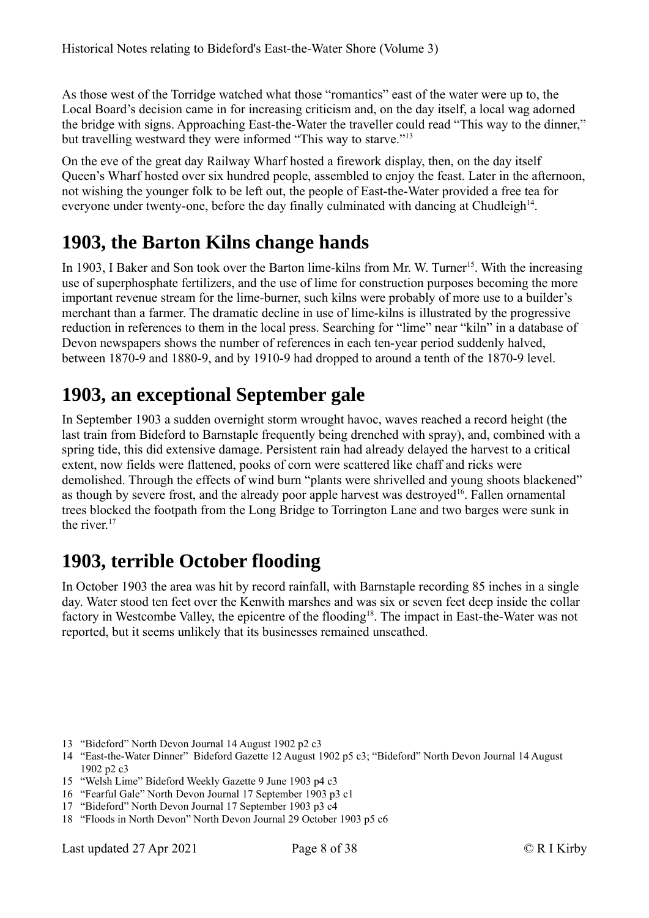As those west of the Torridge watched what those "romantics" east of the water were up to, the Local Board's decision came in for increasing criticism and, on the day itself, a local wag adorned the bridge with signs. Approaching East-the-Water the traveller could read "This way to the dinner," but travelling westward they were informed "This way to starve."[13]

On the eve of the great day Railway Wharf hosted a firework display, then, on the day itself Queen's Wharf hosted over six hundred people, assembled to enjoy the feast. Later in the afternoon, not wishing the younger folk to be left out, the people of East-the-Water provided a free tea for everyone under twenty-one, before the day finally culminated with dancing at Chudleigh[14].

## 1903, the Barton Kilns change hands

In 1903, I Baker and Son took over the Barton lime-kilns from Mr. W. Turner[15]. With the increasing use of superphosphate fertilizers, and the use of lime for construction purposes becoming the more important revenue stream for the lime-burner, such kilns were probably of more use to a builder's merchant than a farmer. The dramatic decline in use of lime-kilns is illustrated by the progressive reduction in references to them in the local press. Searching for "lime" near "kiln" in a database of Devon newspapers shows the number of references in each ten-year period suddenly halved, between 1870-9 and 1880-9, and by 1910-9 had dropped to around a tenth of the 1870-9 level.

## 1903, an exceptional September gale

In September 1903 a sudden overnight storm wrought havoc, waves reached a record height (the last train from Bideford to Barnstaple frequently being drenched with spray), and, combined with a spring tide, this did extensive damage. Persistent rain had already delayed the harvest to a critical extent, now fields were flattened, pooks of corn were scattered like chaff and ricks were demolished. Through the effects of wind burn "plants were shrivelled and young shoots blackened" as though by severe frost, and the already poor apple harvest was destroyed[16]. Fallen ornamental trees blocked the footpath from the Long Bridge to Torrington Lane and two barges were sunk in the river.[17]

## 1903, terrible October flooding

In October 1903 the area was hit by record rainfall, with Barnstaple recording 85 inches in a single day. Water stood ten feet over the Kenwith marshes and was six or seven feet deep inside the collar factory in Westcombe Valley, the epicentre of the flooding[18]. The impact in East-the-Water was not reported, but it seems unlikely that its businesses remained unscathed.

13 "Bideford" North Devon Journal 14 August 1902 p2 c3

14 "East-the-Water Dinner" Bideford Gazette 12 August 1902 p5 c3; "Bideford" North Devon Journal 14 August 1902 p2 c3

15 "Welsh Lime" Bideford Weekly Gazette 9 June 1903 p4 c3

16 "Fearful Gale" North Devon Journal 17 September 1903 p3 c1

17 "Bideford" North Devon Journal 17 September 1903 p3 c4

18 "Floods in North Devon" North Devon Journal 29 October 1903 p5 c6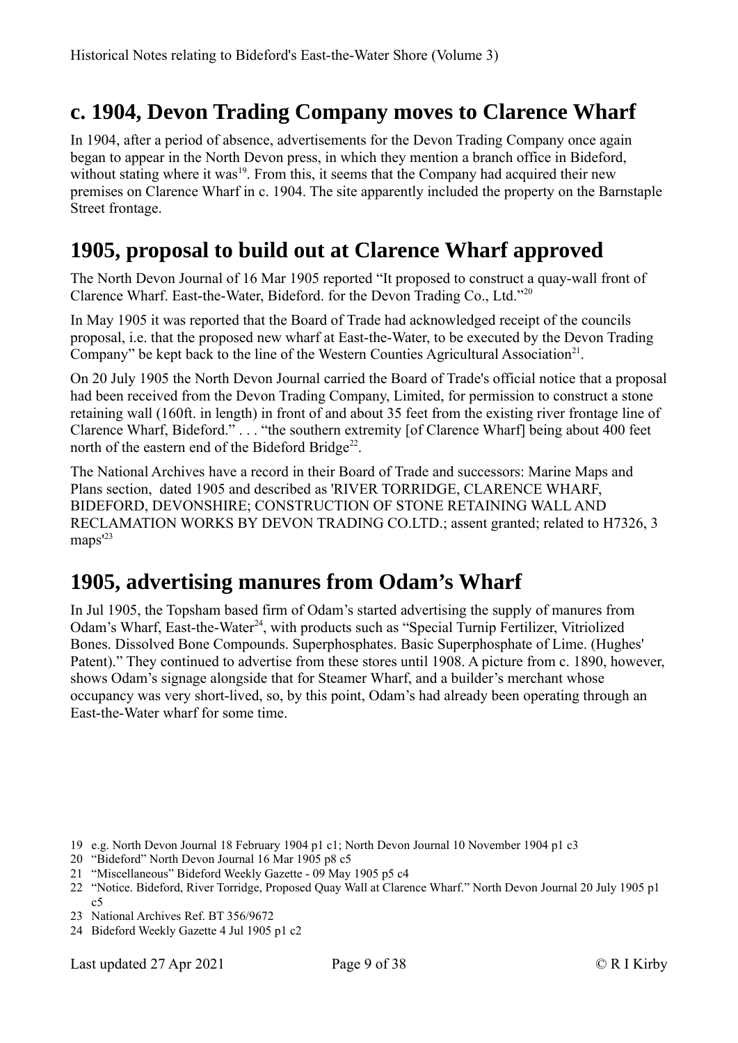## c. 1904, Devon Trading Company moves to Clarence Wharf

In 1904, after a period of absence, advertisements for the Devon Trading Company once again began to appear in the North Devon press, in which they mention a branch office in Bideford, without stating where it was[19]. From this, it seems that the Company had acquired their new premises on Clarence Wharf in c. 1904. The site apparently included the property on the Barnstaple Street frontage.

## 1905, proposal to build out at Clarence Wharf approved

The North Devon Journal of 16 Mar 1905 reported "It proposed to construct a quay-wall front of Clarence Wharf. East-the-Water, Bideford. for the Devon Trading Co., Ltd."[20]

In May 1905 it was reported that the Board of Trade had acknowledged receipt of the councils proposal, i.e. that the proposed new wharf at East-the-Water, to be executed by the Devon Trading Company" be kept back to the line of the Western Counties Agricultural Association[21].

On 20 July 1905 the North Devon Journal carried the Board of Trade's official notice that a proposal had been received from the Devon Trading Company, Limited, for permission to construct a stone retaining wall (160ft. in length) in front of and about 35 feet from the existing river frontage line of Clarence Wharf, Bideford." . . . "the southern extremity [of Clarence Wharf] being about 400 feet north of the eastern end of the Bideford Bridge[22].

The National Archives have a record in their Board of Trade and successors: Marine Maps and Plans section, dated 1905 and described as 'RIVER TORRIDGE, CLARENCE WHARF, BIDEFORD, DEVONSHIRE; CONSTRUCTION OF STONE RETAINING WALL AND RECLAMATION WORKS BY DEVON TRADING CO.LTD.; assent granted; related to H7326, 3 maps'[23]

## 1905, advertising manures from Odam's Wharf

In Jul 1905, the Topsham based firm of Odam's started advertising the supply of manures from Odam's Wharf, East-the-Water[24], with products such as "Special Turnip Fertilizer, Vitriolized Bones. Dissolved Bone Compounds. Superphosphates. Basic Superphosphate of Lime. (Hughes' Patent)." They continued to advertise from these stores until 1908. A picture from c. 1890, however, shows Odam's signage alongside that for Steamer Wharf, and a builder's merchant whose occupancy was very short-lived, so, by this point, Odam's had already been operating through an East-the-Water wharf for some time.

---

19 e.g. North Devon Journal 18 February 1904 p1 c1; North Devon Journal 10 November 1904 p1 c3

20 "Bideford" North Devon Journal 16 Mar 1905 p8 c5

21 "Miscellaneous" Bideford Weekly Gazette - 09 May 1905 p5 c4

22 "Notice. Bideford, River Torridge, Proposed Quay Wall at Clarence Wharf." North Devon Journal 20 July 1905 p1 c5

23 National Archives Ref. BT 356/9672

24 Bideford Weekly Gazette 4 Jul 1905 p1 c2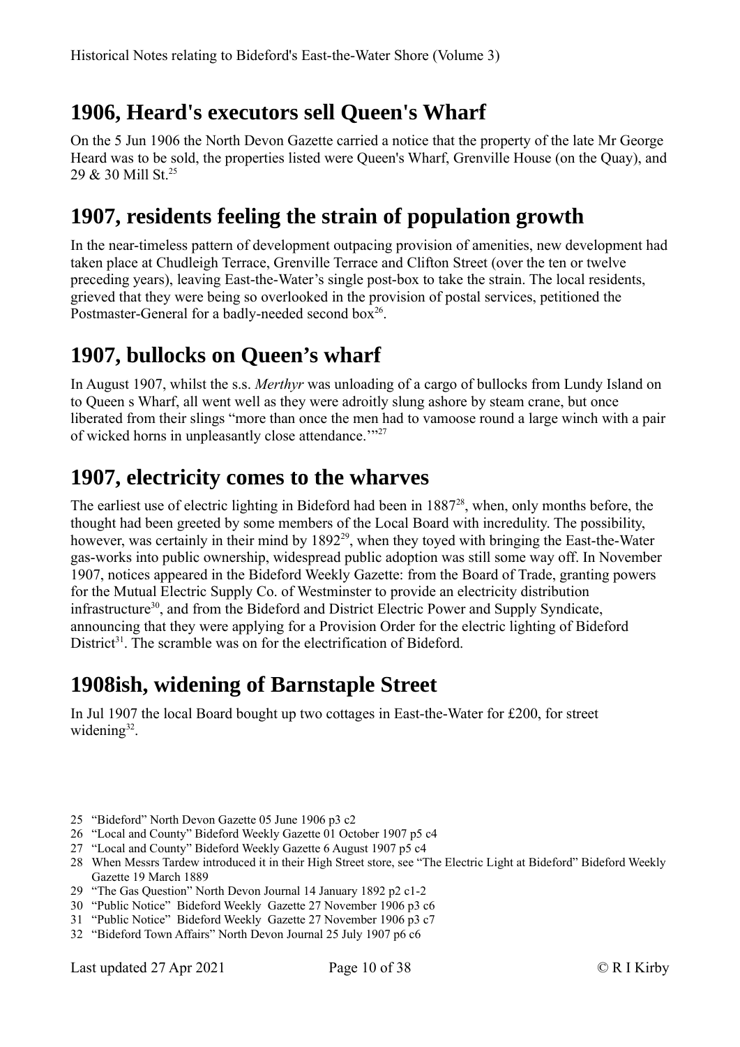## 1906, Heard's executors sell Queen's Wharf

On the 5 Jun 1906 the North Devon Gazette carried a notice that the property of the late Mr George Heard was to be sold, the properties listed were Queen's Wharf, Grenville House (on the Quay), and 29 & 30 Mill St.[25]

## 1907, residents feeling the strain of population growth

In the near-timeless pattern of development outpacing provision of amenities, new development had taken place at Chudleigh Terrace, Grenville Terrace and Clifton Street (over the ten or twelve preceding years), leaving East-the-Water's single post-box to take the strain. The local residents, grieved that they were being so overlooked in the provision of postal services, petitioned the Postmaster-General for a badly-needed second box[26].

## 1907, bullocks on Queen's wharf

In August 1907, whilst the s.s. *Merthyr* was unloading of a cargo of bullocks from Lundy Island on to Queen s Wharf, all went well as they were adroitly slung ashore by steam crane, but once liberated from their slings "more than once the men had to vamoose round a large winch with a pair of wicked horns in unpleasantly close attendance.'"[27]

## 1907, electricity comes to the wharves

The earliest use of electric lighting in Bideford had been in 1887[28], when, only months before, the thought had been greeted by some members of the Local Board with incredulity. The possibility, however, was certainly in their mind by 1892[29], when they toyed with bringing the East-the-Water gas-works into public ownership, widespread public adoption was still some way off. In November 1907, notices appeared in the Bideford Weekly Gazette: from the Board of Trade, granting powers for the Mutual Electric Supply Co. of Westminster to provide an electricity distribution infrastructure[30], and from the Bideford and District Electric Power and Supply Syndicate, announcing that they were applying for a Provision Order for the electric lighting of Bideford District[31]. The scramble was on for the electrification of Bideford.

## 1908ish, widening of Barnstaple Street

In Jul 1907 the local Board bought up two cottages in East-the-Water for £200, for street widening[32].

---

25 "Bideford" North Devon Gazette 05 June 1906 p3 c2

26 "Local and County" Bideford Weekly Gazette 01 October 1907 p5 c4

27 "Local and County" Bideford Weekly Gazette 6 August 1907 p5 c4

28 When Messrs Tardew introduced it in their High Street store, see "The Electric Light at Bideford" Bideford Weekly Gazette 19 March 1889

29 "The Gas Question" North Devon Journal 14 January 1892 p2 c1-2

30 "Public Notice" Bideford Weekly Gazette 27 November 1906 p3 c6

31 "Public Notice" Bideford Weekly Gazette 27 November 1906 p3 c7

32 "Bideford Town Affairs" North Devon Journal 25 July 1907 p6 c6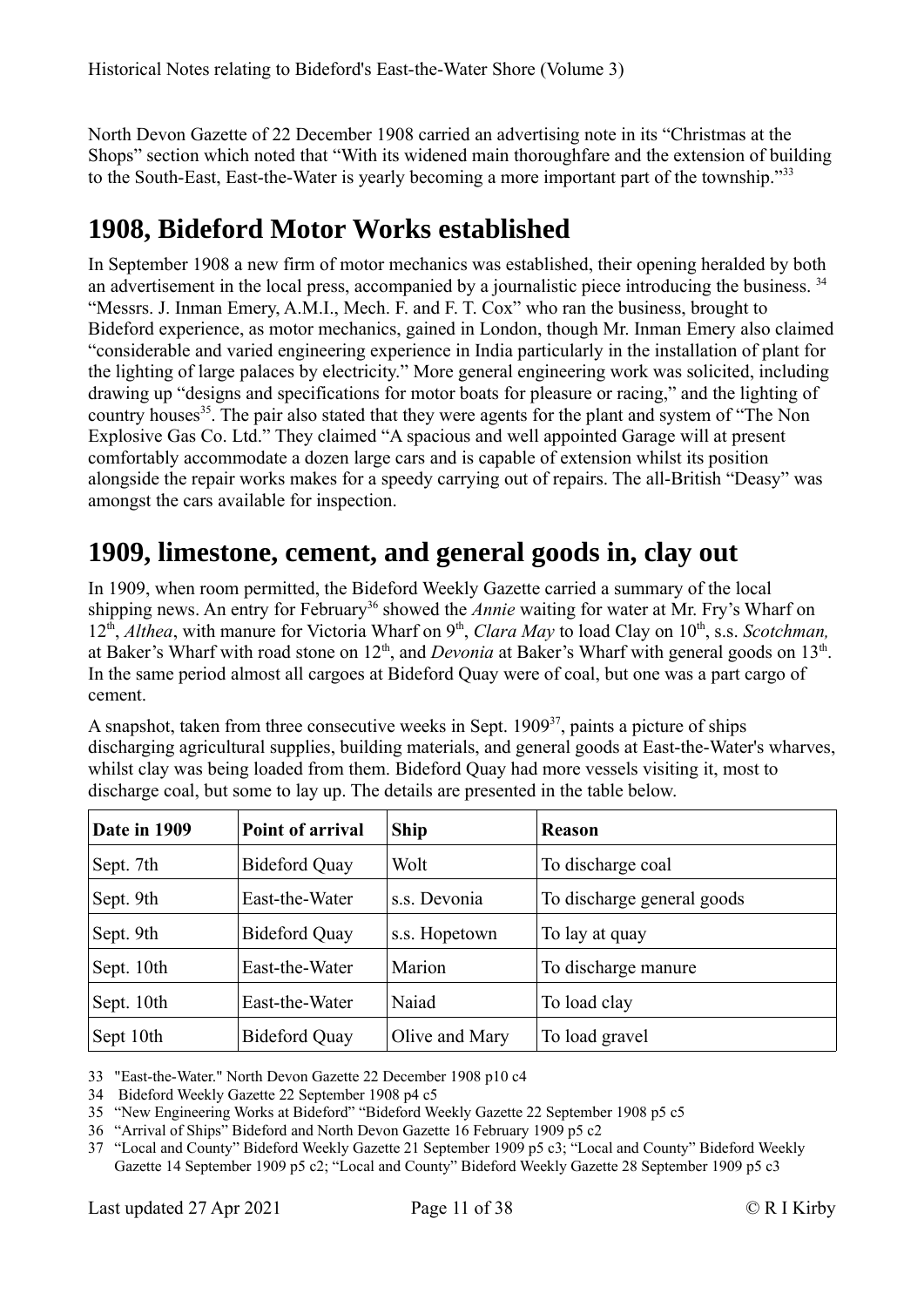North Devon Gazette of 22 December 1908 carried an advertising note in its "Christmas at the Shops" section which noted that "With its widened main thoroughfare and the extension of building to the South-East, East-the-Water is yearly becoming a more important part of the township."[33]

## 1908, Bideford Motor Works established

In September 1908 a new firm of motor mechanics was established, their opening heralded by both an advertisement in the local press, accompanied by a journalistic piece introducing the business. [34] "Messrs. J. Inman Emery, A.M.I., Mech. F. and F. T. Cox" who ran the business, brought to Bideford experience, as motor mechanics, gained in London, though Mr. Inman Emery also claimed "considerable and varied engineering experience in India particularly in the installation of plant for the lighting of large palaces by electricity." More general engineering work was solicited, including drawing up "designs and specifications for motor boats for pleasure or racing," and the lighting of country houses[35]. The pair also stated that they were agents for the plant and system of "The Non Explosive Gas Co. Ltd." They claimed "A spacious and well appointed Garage will at present comfortably accommodate a dozen large cars and is capable of extension whilst its position alongside the repair works makes for a speedy carrying out of repairs. The all-British "Deasy" was amongst the cars available for inspection.

## 1909, limestone, cement, and general goods in, clay out

In 1909, when room permitted, the Bideford Weekly Gazette carried a summary of the local shipping news. An entry for February[36] showed the *Annie* waiting for water at Mr. Fry's Wharf on 12th, *Althea*, with manure for Victoria Wharf on 9th, *Clara May* to load Clay on 10th, s.s. *Scotchman,* at Baker's Wharf with road stone on 12th, and *Devonia* at Baker's Wharf with general goods on 13th. In the same period almost all cargoes at Bideford Quay were of coal, but one was a part cargo of cement.

A snapshot, taken from three consecutive weeks in Sept. 1909[37], paints a picture of ships discharging agricultural supplies, building materials, and general goods at East-the-Water's wharves, whilst clay was being loaded from them. Bideford Quay had more vessels visiting it, most to discharge coal, but some to lay up. The details are presented in the table below.

| Date in 1909 | Point of arrival | Ship | Reason |
|---|---|---|---|
| Sept. 7th | Bideford Quay | Wolt | To discharge coal |
| Sept. 9th | East-the-Water | s.s. Devonia | To discharge general goods |
| Sept. 9th | Bideford Quay | s.s. Hopetown | To lay at quay |
| Sept. 10th | East-the-Water | Marion | To discharge manure |
| Sept. 10th | East-the-Water | Naiad | To load clay |
| Sept 10th | Bideford Quay | Olive and Mary | To load gravel |

33 "East-the-Water." North Devon Gazette 22 December 1908 p10 c4

34 Bideford Weekly Gazette 22 September 1908 p4 c5

35 "New Engineering Works at Bideford" "Bideford Weekly Gazette 22 September 1908 p5 c5

36 "Arrival of Ships" Bideford and North Devon Gazette 16 February 1909 p5 c2

37 "Local and County" Bideford Weekly Gazette 21 September 1909 p5 c3; "Local and County" Bideford Weekly Gazette 14 September 1909 p5 c2; "Local and County" Bideford Weekly Gazette 28 September 1909 p5 c3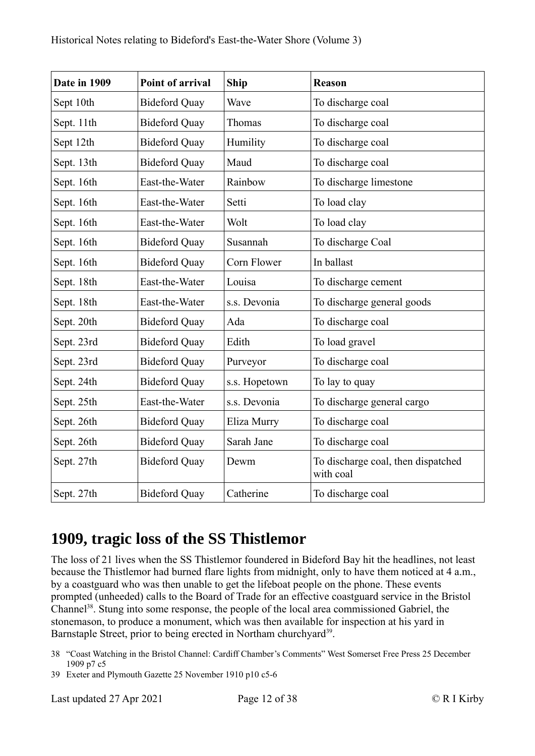| Date in 1909 | Point of arrival | Ship | Reason |
|---|---|---|---|
| Sept 10th | Bideford Quay | Wave | To discharge coal |
| Sept. 11th | Bideford Quay | Thomas | To discharge coal |
| Sept 12th | Bideford Quay | Humility | To discharge coal |
| Sept. 13th | Bideford Quay | Maud | To discharge coal |
| Sept. 16th | East-the-Water | Rainbow | To discharge limestone |
| Sept. 16th | East-the-Water | Setti | To load clay |
| Sept. 16th | East-the-Water | Wolt | To load clay |
| Sept. 16th | Bideford Quay | Susannah | To discharge Coal |
| Sept. 16th | Bideford Quay | Corn Flower | In ballast |
| Sept. 18th | East-the-Water | Louisa | To discharge cement |
| Sept. 18th | East-the-Water | s.s. Devonia | To discharge general goods |
| Sept. 20th | Bideford Quay | Ada | To discharge coal |
| Sept. 23rd | Bideford Quay | Edith | To load gravel |
| Sept. 23rd | Bideford Quay | Purveyor | To discharge coal |
| Sept. 24th | Bideford Quay | s.s. Hopetown | To lay to quay |
| Sept. 25th | East-the-Water | s.s. Devonia | To discharge general cargo |
| Sept. 26th | Bideford Quay | Eliza Murry | To discharge coal |
| Sept. 26th | Bideford Quay | Sarah Jane | To discharge coal |
| Sept. 27th | Bideford Quay | Dewm | To discharge coal, then dispatched with coal |
| Sept. 27th | Bideford Quay | Catherine | To discharge coal |

## 1909, tragic loss of the SS Thistlemor

The loss of 21 lives when the SS Thistlemor foundered in Bideford Bay hit the headlines, not least because the Thistlemor had burned flare lights from midnight, only to have them noticed at 4 a.m., by a coastguard who was then unable to get the lifeboat people on the phone. These events prompted (unheeded) calls to the Board of Trade for an effective coastguard service in the Bristol Channel[38]. Stung into some response, the people of the local area commissioned Gabriel, the stonemason, to produce a monument, which was then available for inspection at his yard in Barnstaple Street, prior to being erected in Northam churchyard[39].

38 "Coast Watching in the Bristol Channel: Cardiff Chamber's Comments" West Somerset Free Press 25 December 1909 p7 c5

39 Exeter and Plymouth Gazette 25 November 1910 p10 c5-6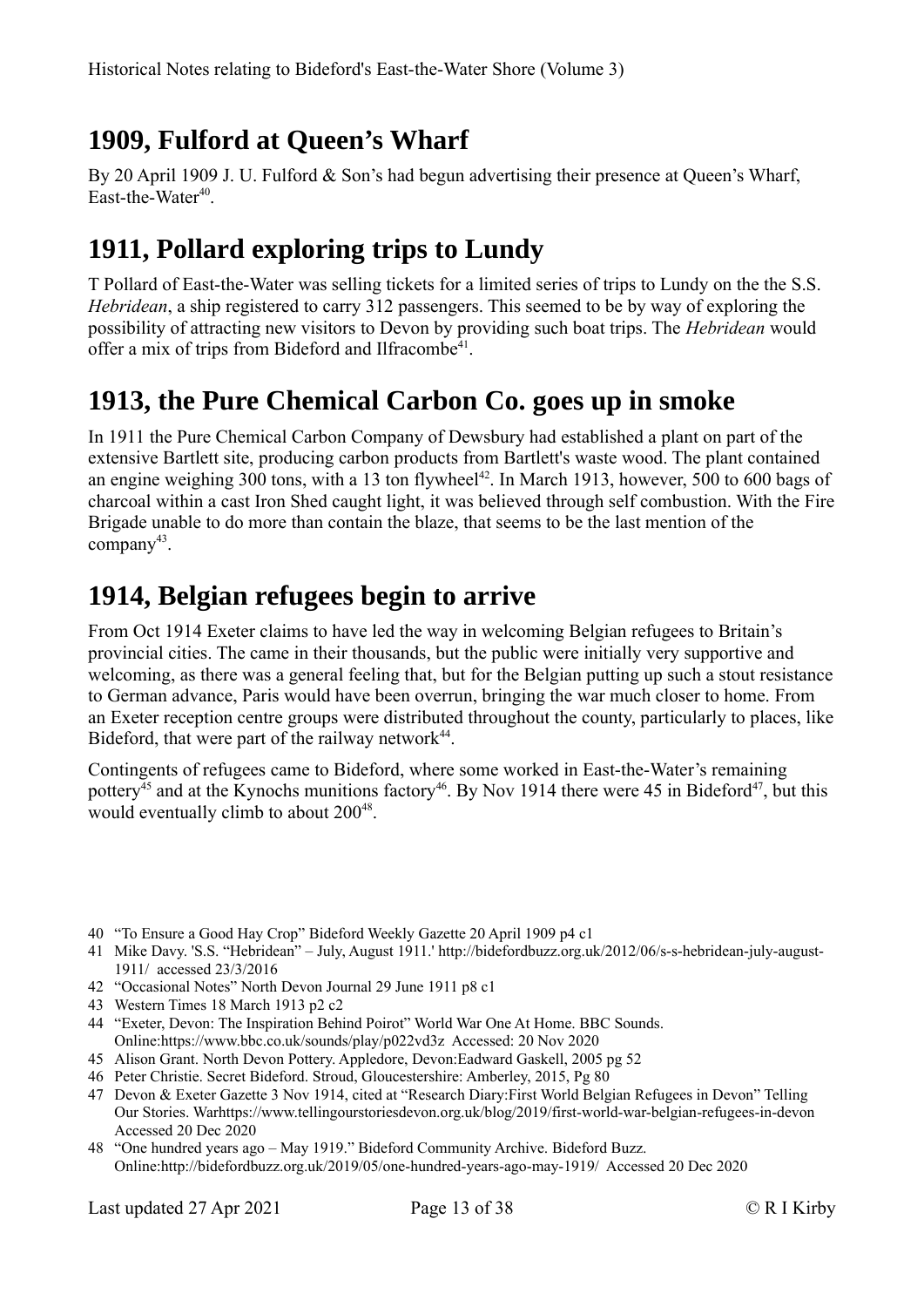## 1909, Fulford at Queen's Wharf

By 20 April 1909 J. U. Fulford & Son's had begun advertising their presence at Queen's Wharf, East-the-Water[40].

## 1911, Pollard exploring trips to Lundy

T Pollard of East-the-Water was selling tickets for a limited series of trips to Lundy on the the S.S. *Hebridean*, a ship registered to carry 312 passengers. This seemed to be by way of exploring the possibility of attracting new visitors to Devon by providing such boat trips. The *Hebridean* would offer a mix of trips from Bideford and Ilfracombe[41].

## 1913, the Pure Chemical Carbon Co. goes up in smoke

In 1911 the Pure Chemical Carbon Company of Dewsbury had established a plant on part of the extensive Bartlett site, producing carbon products from Bartlett's waste wood. The plant contained an engine weighing 300 tons, with a 13 ton flywheel[42]. In March 1913, however, 500 to 600 bags of charcoal within a cast Iron Shed caught light, it was believed through self combustion. With the Fire Brigade unable to do more than contain the blaze, that seems to be the last mention of the company[43].

## 1914, Belgian refugees begin to arrive

From Oct 1914 Exeter claims to have led the way in welcoming Belgian refugees to Britain's provincial cities. The came in their thousands, but the public were initially very supportive and welcoming, as there was a general feeling that, but for the Belgian putting up such a stout resistance to German advance, Paris would have been overrun, bringing the war much closer to home. From an Exeter reception centre groups were distributed throughout the county, particularly to places, like Bideford, that were part of the railway network[44].

Contingents of refugees came to Bideford, where some worked in East-the-Water's remaining pottery[45] and at the Kynochs munitions factory[46]. By Nov 1914 there were 45 in Bideford[47], but this would eventually climb to about 200[48].

---

40 "To Ensure a Good Hay Crop" Bideford Weekly Gazette 20 April 1909 p4 c1

41 Mike Davy. 'S.S. "Hebridean" – July, August 1911.' http://bidefordbuzz.org.uk/2012/06/s-s-hebridean-july-august-1911/ accessed 23/3/2016

42 "Occasional Notes" North Devon Journal 29 June 1911 p8 c1

43 Western Times 18 March 1913 p2 c2

44 "Exeter, Devon: The Inspiration Behind Poirot" World War One At Home. BBC Sounds. Online:https://www.bbc.co.uk/sounds/play/p022vd3z Accessed: 20 Nov 2020

45 Alison Grant. North Devon Pottery. Appledore, Devon:Eadward Gaskell, 2005 pg 52

46 Peter Christie. Secret Bideford. Stroud, Gloucestershire: Amberley, 2015, Pg 80

47 Devon & Exeter Gazette 3 Nov 1914, cited at "Research Diary:First World Belgian Refugees in Devon" Telling Our Stories. Warhttps://www.tellingourstoriesdevon.org.uk/blog/2019/first-world-war-belgian-refugees-in-devon Accessed 20 Dec 2020

48 "One hundred years ago – May 1919." Bideford Community Archive. Bideford Buzz. Online:http://bidefordbuzz.org.uk/2019/05/one-hundred-years-ago-may-1919/ Accessed 20 Dec 2020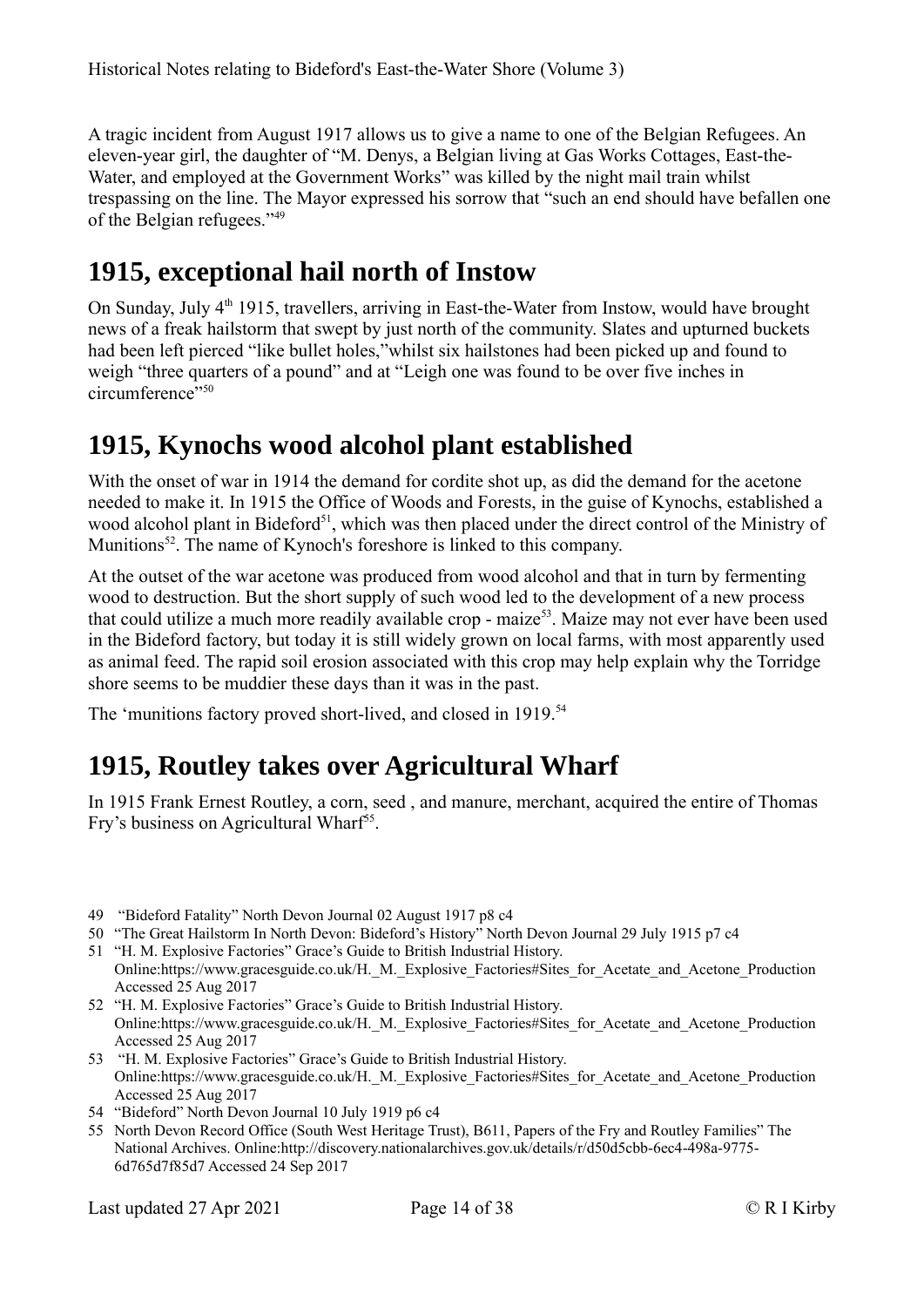A tragic incident from August 1917 allows us to give a name to one of the Belgian Refugees. An eleven-year girl, the daughter of "M. Denys, a Belgian living at Gas Works Cottages, East-the-Water, and employed at the Government Works" was killed by the night mail train whilst trespassing on the line. The Mayor expressed his sorrow that "such an end should have befallen one of the Belgian refugees."[49]

## 1915, exceptional hail north of Instow

On Sunday, July 4th 1915, travellers, arriving in East-the-Water from Instow, would have brought news of a freak hailstorm that swept by just north of the community. Slates and upturned buckets had been left pierced "like bullet holes,"whilst six hailstones had been picked up and found to weigh "three quarters of a pound" and at "Leigh one was found to be over five inches in circumference"[50]

## 1915, Kynochs wood alcohol plant established

With the onset of war in 1914 the demand for cordite shot up, as did the demand for the acetone needed to make it. In 1915 the Office of Woods and Forests, in the guise of Kynochs, established a wood alcohol plant in Bideford[51], which was then placed under the direct control of the Ministry of Munitions[52]. The name of Kynoch's foreshore is linked to this company.

At the outset of the war acetone was produced from wood alcohol and that in turn by fermenting wood to destruction. But the short supply of such wood led to the development of a new process that could utilize a much more readily available crop - maize[53]. Maize may not ever have been used in the Bideford factory, but today it is still widely grown on local farms, with most apparently used as animal feed. The rapid soil erosion associated with this crop may help explain why the Torridge shore seems to be muddier these days than it was in the past.

The 'munitions factory proved short-lived, and closed in 1919.[54]

## 1915, Routley takes over Agricultural Wharf

In 1915 Frank Ernest Routley, a corn, seed , and manure, merchant, acquired the entire of Thomas Fry's business on Agricultural Wharf[55].

49 "Bideford Fatality" North Devon Journal 02 August 1917 p8 c4

50 "The Great Hailstorm In North Devon: Bideford's History" North Devon Journal 29 July 1915 p7 c4

51 "H. M. Explosive Factories" Grace's Guide to British Industrial History. Online:https://www.gracesguide.co.uk/H._M._Explosive_Factories#Sites_for_Acetate_and_Acetone_Production Accessed 25 Aug 2017

52 "H. M. Explosive Factories" Grace's Guide to British Industrial History. Online:https://www.gracesguide.co.uk/H._M._Explosive_Factories#Sites_for_Acetate_and_Acetone_Production Accessed 25 Aug 2017

53 "H. M. Explosive Factories" Grace's Guide to British Industrial History. Online:https://www.gracesguide.co.uk/H._M._Explosive_Factories#Sites_for_Acetate_and_Acetone_Production Accessed 25 Aug 2017

54 "Bideford" North Devon Journal 10 July 1919 p6 c4

55 North Devon Record Office (South West Heritage Trust), B611, Papers of the Fry and Routley Families" The National Archives. Online:http://discovery.nationalarchives.gov.uk/details/r/d50d5cbb-6ec4-498a-9775-6d765d7f85d7 Accessed 24 Sep 2017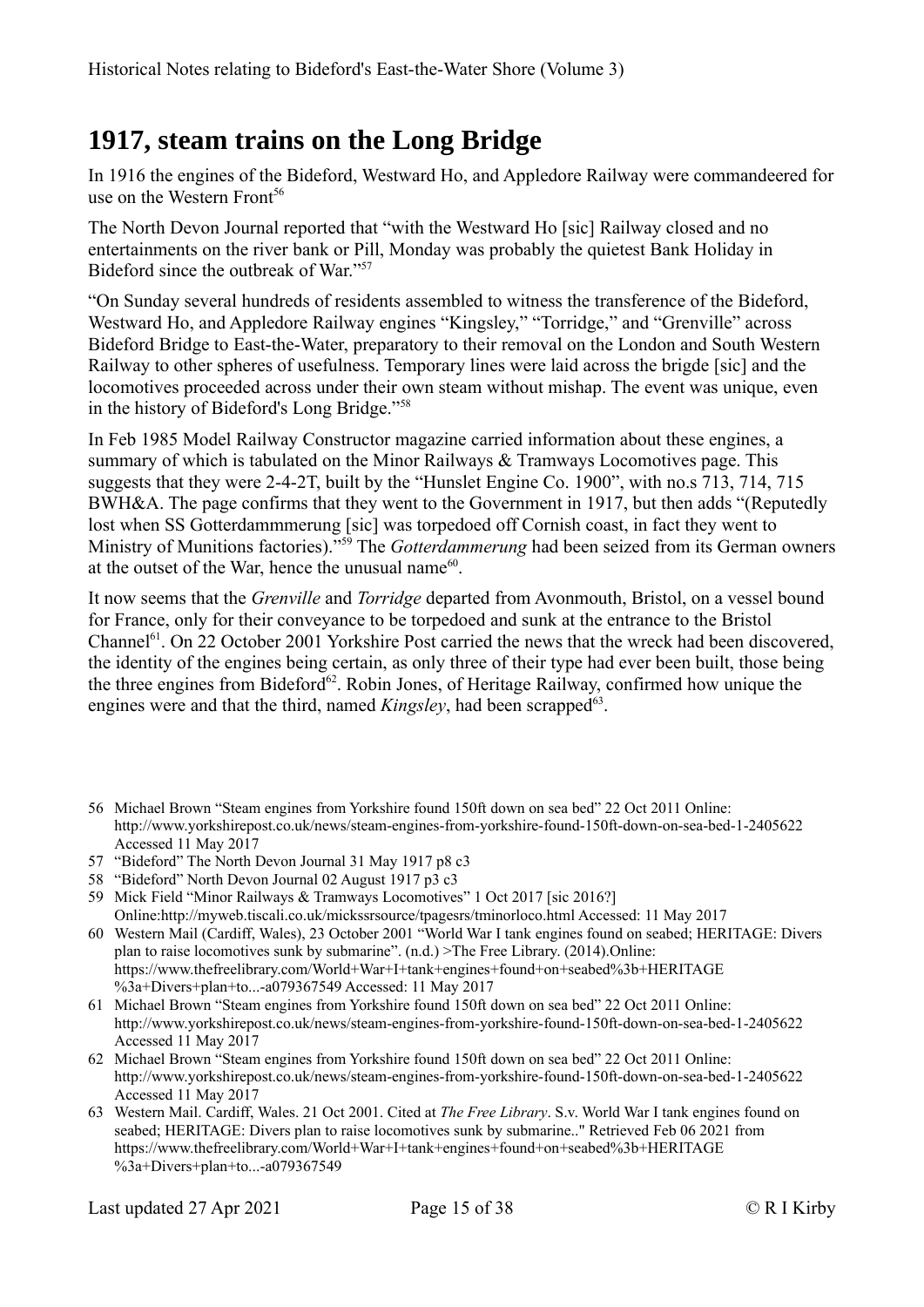# 1917, steam trains on the Long Bridge

In 1916 the engines of the Bideford, Westward Ho, and Appledore Railway were commandeered for use on the Western Front[56]

The North Devon Journal reported that "with the Westward Ho [sic] Railway closed and no entertainments on the river bank or Pill, Monday was probably the quietest Bank Holiday in Bideford since the outbreak of War."[57]

"On Sunday several hundreds of residents assembled to witness the transference of the Bideford, Westward Ho, and Appledore Railway engines "Kingsley," "Torridge," and "Grenville" across Bideford Bridge to East-the-Water, preparatory to their removal on the London and South Western Railway to other spheres of usefulness. Temporary lines were laid across the brigde [sic] and the locomotives proceeded across under their own steam without mishap. The event was unique, even in the history of Bideford's Long Bridge."[58]

In Feb 1985 Model Railway Constructor magazine carried information about these engines, a summary of which is tabulated on the Minor Railways & Tramways Locomotives page. This suggests that they were 2-4-2T, built by the "Hunslet Engine Co. 1900", with no.s 713, 714, 715 BWH&A. The page confirms that they went to the Government in 1917, but then adds "(Reputedly lost when SS Gotterdammmerung [sic] was torpedoed off Cornish coast, in fact they went to Ministry of Munitions factories)."[59] The *Gotterdammerung* had been seized from its German owners at the outset of the War, hence the unusual name[60].

It now seems that the *Grenville* and *Torridge* departed from Avonmouth, Bristol, on a vessel bound for France, only for their conveyance to be torpedoed and sunk at the entrance to the Bristol Channel[61]. On 22 October 2001 Yorkshire Post carried the news that the wreck had been discovered, the identity of the engines being certain, as only three of their type had ever been built, those being the three engines from Bideford[62]. Robin Jones, of Heritage Railway, confirmed how unique the engines were and that the third, named *Kingsley*, had been scrapped[63].

---

56 Michael Brown "Steam engines from Yorkshire found 150ft down on sea bed" 22 Oct 2011 Online: http://www.yorkshirepost.co.uk/news/steam-engines-from-yorkshire-found-150ft-down-on-sea-bed-1-2405622 Accessed 11 May 2017

57 "Bideford" The North Devon Journal 31 May 1917 p8 c3

58 "Bideford" North Devon Journal 02 August 1917 p3 c3

59 Mick Field "Minor Railways & Tramways Locomotives" 1 Oct 2017 [sic 2016?] Online:http://myweb.tiscali.co.uk/mickssrsource/tpagesrs/tminorloco.html Accessed: 11 May 2017

60 Western Mail (Cardiff, Wales), 23 October 2001 "World War I tank engines found on seabed; HERITAGE: Divers plan to raise locomotives sunk by submarine". (n.d.) >The Free Library. (2014).Online: https://www.thefreelibrary.com/World+War+I+tank+engines+found+on+seabed%3b+HERITAGE%3a+Divers+plan+to...-a079367549 Accessed: 11 May 2017

61 Michael Brown "Steam engines from Yorkshire found 150ft down on sea bed" 22 Oct 2011 Online: http://www.yorkshirepost.co.uk/news/steam-engines-from-yorkshire-found-150ft-down-on-sea-bed-1-2405622 Accessed 11 May 2017

62 Michael Brown "Steam engines from Yorkshire found 150ft down on sea bed" 22 Oct 2011 Online: http://www.yorkshirepost.co.uk/news/steam-engines-from-yorkshire-found-150ft-down-on-sea-bed-1-2405622 Accessed 11 May 2017

63 Western Mail. Cardiff, Wales. 21 Oct 2001. Cited at *The Free Library*. S.v. World War I tank engines found on seabed; HERITAGE: Divers plan to raise locomotives sunk by submarine.." Retrieved Feb 06 2021 from https://www.thefreelibrary.com/World+War+I+tank+engines+found+on+seabed%3b+HERITAGE%3a+Divers+plan+to...-a079367549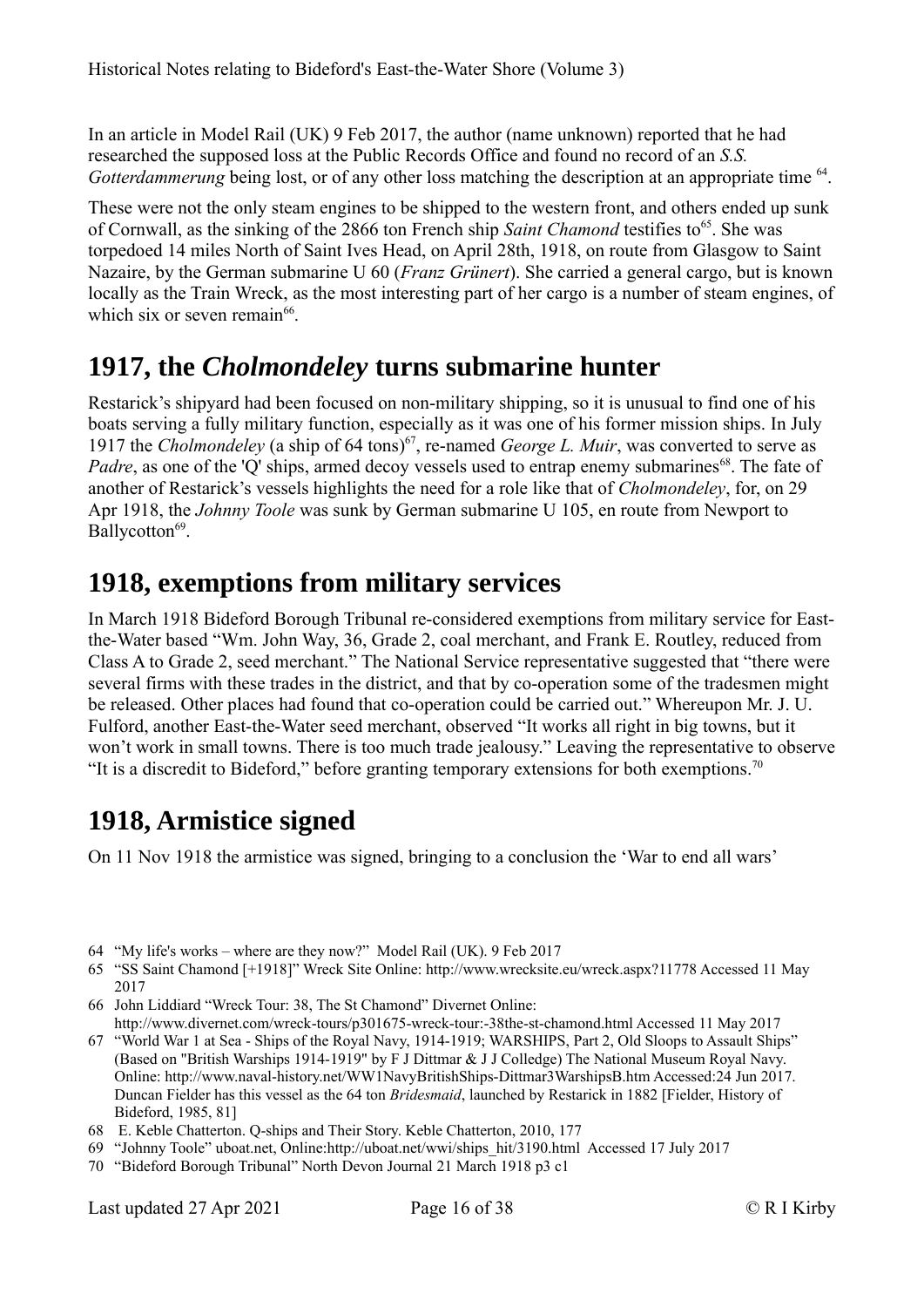In an article in Model Rail (UK) 9 Feb 2017, the author (name unknown) reported that he had researched the supposed loss at the Public Records Office and found no record of an *S.S. Gotterdammerung* being lost, or of any other loss matching the description at an appropriate time [64].

These were not the only steam engines to be shipped to the western front, and others ended up sunk of Cornwall, as the sinking of the 2866 ton French ship *Saint Chamond* testifies to[65]. She was torpedoed 14 miles North of Saint Ives Head, on April 28th, 1918, on route from Glasgow to Saint Nazaire, by the German submarine U 60 (*Franz Grünert*). She carried a general cargo, but is known locally as the Train Wreck, as the most interesting part of her cargo is a number of steam engines, of which six or seven remain[66].

## 1917, the *Cholmondeley* turns submarine hunter

Restarick's shipyard had been focused on non-military shipping, so it is unusual to find one of his boats serving a fully military function, especially as it was one of his former mission ships. In July 1917 the *Cholmondeley* (a ship of 64 tons)[67], re-named *George L. Muir*, was converted to serve as *Padre*, as one of the 'Q' ships, armed decoy vessels used to entrap enemy submarines[68]. The fate of another of Restarick's vessels highlights the need for a role like that of *Cholmondeley*, for, on 29 Apr 1918, the *Johnny Toole* was sunk by German submarine U 105, en route from Newport to Ballycotton[69].

## 1918, exemptions from military services

In March 1918 Bideford Borough Tribunal re-considered exemptions from military service for East-the-Water based "Wm. John Way, 36, Grade 2, coal merchant, and Frank E. Routley, reduced from Class A to Grade 2, seed merchant." The National Service representative suggested that "there were several firms with these trades in the district, and that by co-operation some of the tradesmen might be released. Other places had found that co-operation could be carried out." Whereupon Mr. J. U. Fulford, another East-the-Water seed merchant, observed "It works all right in big towns, but it won't work in small towns. There is too much trade jealousy." Leaving the representative to observe "It is a discredit to Bideford," before granting temporary extensions for both exemptions.[70]

## 1918, Armistice signed

On 11 Nov 1918 the armistice was signed, bringing to a conclusion the 'War to end all wars'

---

64 "My life's works – where are they now?" Model Rail (UK). 9 Feb 2017

65 "SS Saint Chamond [+1918]" Wreck Site Online: http://www.wrecksite.eu/wreck.aspx?11778 Accessed 11 May 2017

66 John Liddiard "Wreck Tour: 38, The St Chamond" Divernet Online: http://www.divernet.com/wreck-tours/p301675-wreck-tour:-38the-st-chamond.html Accessed 11 May 2017

67 "World War 1 at Sea - Ships of the Royal Navy, 1914-1919; WARSHIPS, Part 2, Old Sloops to Assault Ships" (Based on "British Warships 1914-1919" by F J Dittmar & J J Colledge) The National Museum Royal Navy. Online: http://www.naval-history.net/WW1NavyBritishShips-Dittmar3WarshipsB.htm Accessed:24 Jun 2017. Duncan Fielder has this vessel as the 64 ton *Bridesmaid*, launched by Restarick in 1882 [Fielder, History of Bideford, 1985, 81]

68 E. Keble Chatterton. Q-ships and Their Story. Keble Chatterton, 2010, 177

69 "Johnny Toole" uboat.net, Online:http://uboat.net/wwi/ships_hit/3190.html Accessed 17 July 2017

70 "Bideford Borough Tribunal" North Devon Journal 21 March 1918 p3 c1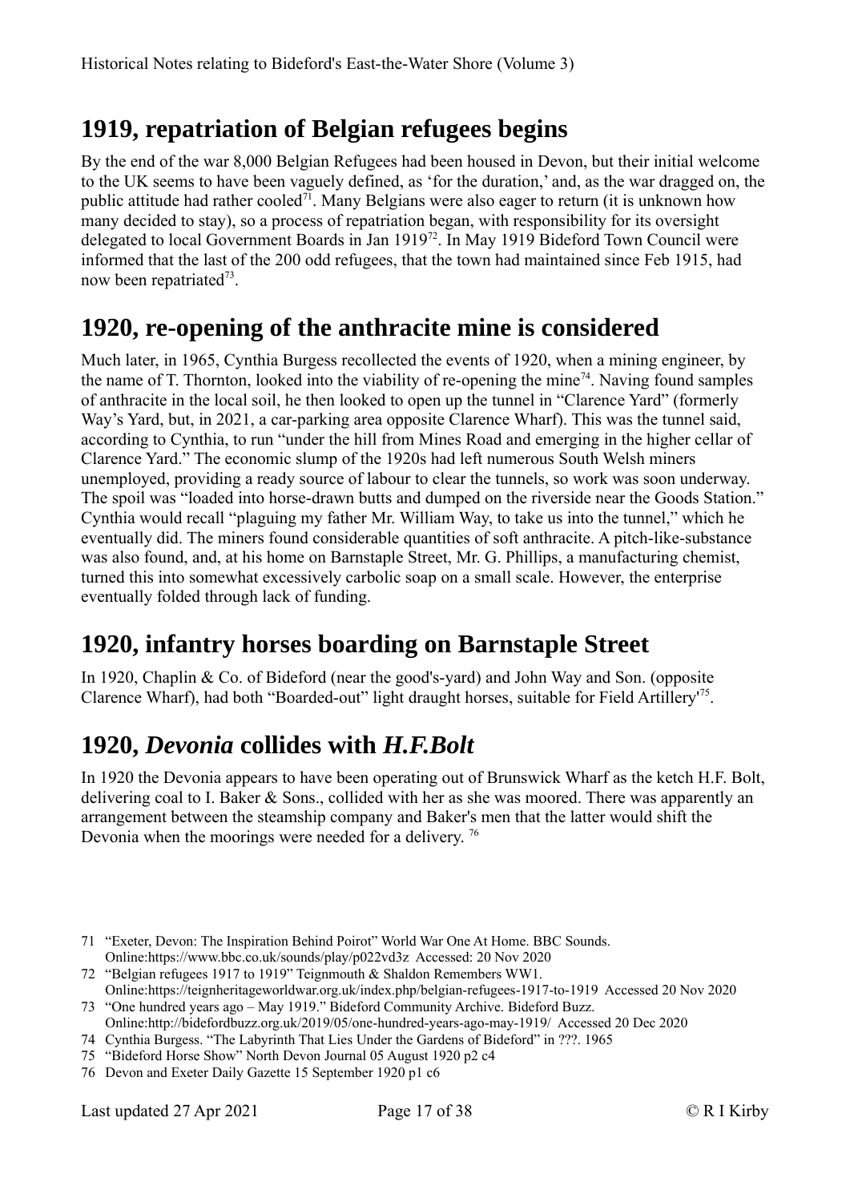## 1919, repatriation of Belgian refugees begins

By the end of the war 8,000 Belgian Refugees had been housed in Devon, but their initial welcome to the UK seems to have been vaguely defined, as 'for the duration,' and, as the war dragged on, the public attitude had rather cooled[71]. Many Belgians were also eager to return (it is unknown how many decided to stay), so a process of repatriation began, with responsibility for its oversight delegated to local Government Boards in Jan 1919[72]. In May 1919 Bideford Town Council were informed that the last of the 200 odd refugees, that the town had maintained since Feb 1915, had now been repatriated[73].

## 1920, re-opening of the anthracite mine is considered

Much later, in 1965, Cynthia Burgess recollected the events of 1920, when a mining engineer, by the name of T. Thornton, looked into the viability of re-opening the mine[74]. Naving found samples of anthracite in the local soil, he then looked to open up the tunnel in "Clarence Yard" (formerly Way's Yard, but, in 2021, a car-parking area opposite Clarence Wharf). This was the tunnel said, according to Cynthia, to run "under the hill from Mines Road and emerging in the higher cellar of Clarence Yard." The economic slump of the 1920s had left numerous South Welsh miners unemployed, providing a ready source of labour to clear the tunnels, so work was soon underway. The spoil was "loaded into horse-drawn butts and dumped on the riverside near the Goods Station." Cynthia would recall "plaguing my father Mr. William Way, to take us into the tunnel," which he eventually did. The miners found considerable quantities of soft anthracite. A pitch-like-substance was also found, and, at his home on Barnstaple Street, Mr. G. Phillips, a manufacturing chemist, turned this into somewhat excessively carbolic soap on a small scale. However, the enterprise eventually folded through lack of funding.

## 1920, infantry horses boarding on Barnstaple Street

In 1920, Chaplin & Co. of Bideford (near the good's-yard) and John Way and Son. (opposite Clarence Wharf), had both "Boarded-out" light draught horses, suitable for Field Artillery'[75].

## 1920, *Devonia* collides with *H.F.Bolt*

In 1920 the Devonia appears to have been operating out of Brunswick Wharf as the ketch H.F. Bolt, delivering coal to I. Baker & Sons., collided with her as she was moored. There was apparently an arrangement between the steamship company and Baker's men that the latter would shift the Devonia when the moorings were needed for a delivery. [76]

---

71 "Exeter, Devon: The Inspiration Behind Poirot" World War One At Home. BBC Sounds. Online:https://www.bbc.co.uk/sounds/play/p022vd3z Accessed: 20 Nov 2020

72 "Belgian refugees 1917 to 1919" Teignmouth & Shaldon Remembers WW1. Online:https://teignheritageworldwar.org.uk/index.php/belgian-refugees-1917-to-1919 Accessed 20 Nov 2020

73 "One hundred years ago – May 1919." Bideford Community Archive. Bideford Buzz. Online:http://bidefordbuzz.org.uk/2019/05/one-hundred-years-ago-may-1919/ Accessed 20 Dec 2020

74 Cynthia Burgess. "The Labyrinth That Lies Under the Gardens of Bideford" in ???. 1965

75 "Bideford Horse Show" North Devon Journal 05 August 1920 p2 c4

76 Devon and Exeter Daily Gazette 15 September 1920 p1 c6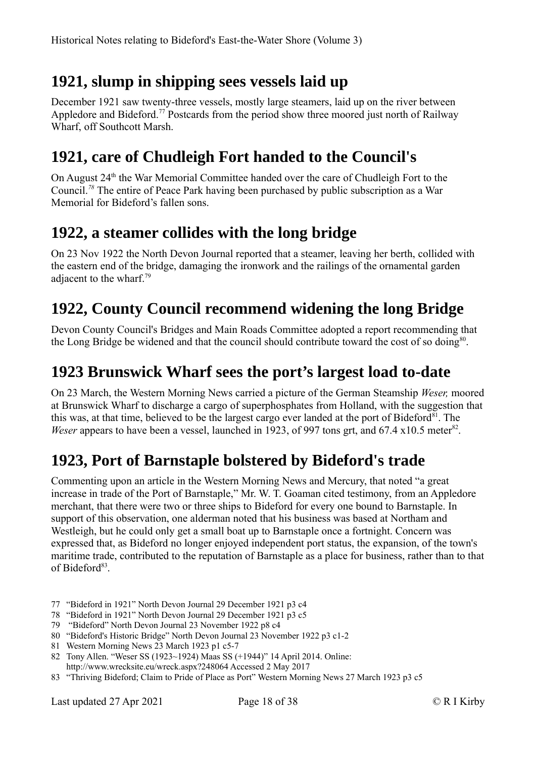## 1921, slump in shipping sees vessels laid up

December 1921 saw twenty-three vessels, mostly large steamers, laid up on the river between Appledore and Bideford.[77] Postcards from the period show three moored just north of Railway Wharf, off Southcott Marsh.

## 1921, care of Chudleigh Fort handed to the Council's

On August 24th the War Memorial Committee handed over the care of Chudleigh Fort to the Council.[78] The entire of Peace Park having been purchased by public subscription as a War Memorial for Bideford's fallen sons.

## 1922, a steamer collides with the long bridge

On 23 Nov 1922 the North Devon Journal reported that a steamer, leaving her berth, collided with the eastern end of the bridge, damaging the ironwork and the railings of the ornamental garden adjacent to the wharf.[79]

## 1922, County Council recommend widening the long Bridge

Devon County Council's Bridges and Main Roads Committee adopted a report recommending that the Long Bridge be widened and that the council should contribute toward the cost of so doing[80].

## 1923 Brunswick Wharf sees the port's largest load to-date

On 23 March, the Western Morning News carried a picture of the German Steamship *Weser,* moored at Brunswick Wharf to discharge a cargo of superphosphates from Holland, with the suggestion that this was, at that time, believed to be the largest cargo ever landed at the port of Bideford[81]. The *Weser* appears to have been a vessel, launched in 1923, of 997 tons grt, and 67.4 x10.5 meter[82].

## 1923, Port of Barnstaple bolstered by Bideford's trade

Commenting upon an article in the Western Morning News and Mercury, that noted "a great increase in trade of the Port of Barnstaple," Mr. W. T. Goaman cited testimony, from an Appledore merchant, that there were two or three ships to Bideford for every one bound to Barnstaple. In support of this observation, one alderman noted that his business was based at Northam and Westleigh, but he could only get a small boat up to Barnstaple once a fortnight. Concern was expressed that, as Bideford no longer enjoyed independent port status, the expansion, of the town's maritime trade, contributed to the reputation of Barnstaple as a place for business, rather than to that of Bideford[83].

77 "Bideford in 1921" North Devon Journal 29 December 1921 p3 c4
78 "Bideford in 1921" North Devon Journal 29 December 1921 p3 c5
79 "Bideford" North Devon Journal 23 November 1922 p8 c4
80 "Bideford's Historic Bridge" North Devon Journal 23 November 1922 p3 c1-2
81 Western Morning News 23 March 1923 p1 c5-7
82 Tony Allen. "Weser SS (1923~1924) Maas SS (+1944)" 14 April 2014. Online: http://www.wrecksite.eu/wreck.aspx?248064 Accessed 2 May 2017
83 "Thriving Bideford; Claim to Pride of Place as Port" Western Morning News 27 March 1923 p3 c5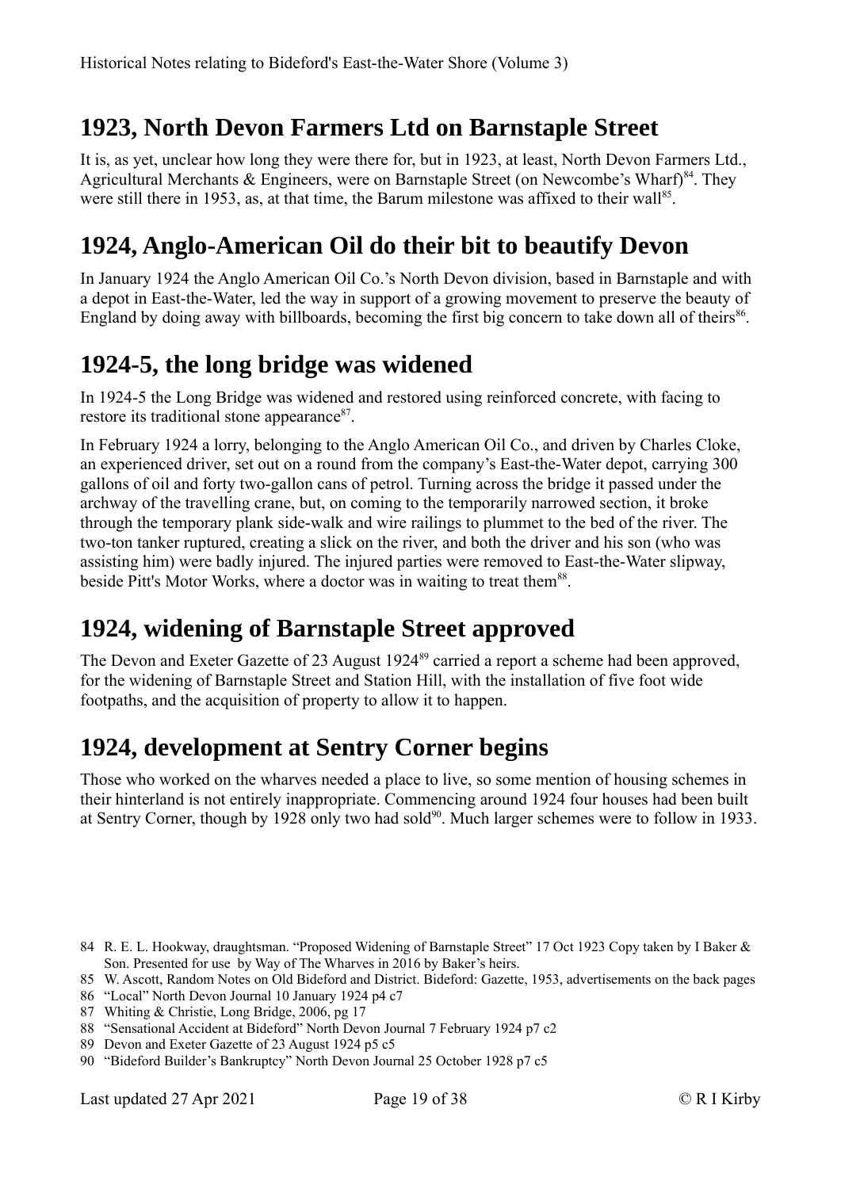## 1923, North Devon Farmers Ltd on Barnstaple Street

It is, as yet, unclear how long they were there for, but in 1923, at least, North Devon Farmers Ltd., Agricultural Merchants & Engineers, were on Barnstaple Street (on Newcombe's Wharf)[84]. They were still there in 1953, as, at that time, the Barum milestone was affixed to their wall[85].

## 1924, Anglo-American Oil do their bit to beautify Devon

In January 1924 the Anglo American Oil Co.'s North Devon division, based in Barnstaple and with a depot in East-the-Water, led the way in support of a growing movement to preserve the beauty of England by doing away with billboards, becoming the first big concern to take down all of theirs[86].

## 1924-5, the long bridge was widened

In 1924-5 the Long Bridge was widened and restored using reinforced concrete, with facing to restore its traditional stone appearance[87].

In February 1924 a lorry, belonging to the Anglo American Oil Co., and driven by Charles Cloke, an experienced driver, set out on a round from the company's East-the-Water depot, carrying 300 gallons of oil and forty two-gallon cans of petrol. Turning across the bridge it passed under the archway of the travelling crane, but, on coming to the temporarily narrowed section, it broke through the temporary plank side-walk and wire railings to plummet to the bed of the river. The two-ton tanker ruptured, creating a slick on the river, and both the driver and his son (who was assisting him) were badly injured. The injured parties were removed to East-the-Water slipway, beside Pitt's Motor Works, where a doctor was in waiting to treat them[88].

## 1924, widening of Barnstaple Street approved

The Devon and Exeter Gazette of 23 August 1924[89] carried a report a scheme had been approved, for the widening of Barnstaple Street and Station Hill, with the installation of five foot wide footpaths, and the acquisition of property to allow it to happen.

## 1924, development at Sentry Corner begins

Those who worked on the wharves needed a place to live, so some mention of housing schemes in their hinterland is not entirely inappropriate. Commencing around 1924 four houses had been built at Sentry Corner, though by 1928 only two had sold[90]. Much larger schemes were to follow in 1933.

84 R. E. L. Hookway, draughtsman. "Proposed Widening of Barnstaple Street" 17 Oct 1923 Copy taken by I Baker & Son. Presented for use by Way of The Wharves in 2016 by Baker's heirs.

85 W. Ascott, Random Notes on Old Bideford and District. Bideford: Gazette, 1953, advertisements on the back pages

86 "Local" North Devon Journal 10 January 1924 p4 c7

87 Whiting & Christie, Long Bridge, 2006, pg 17

88 "Sensational Accident at Bideford" North Devon Journal 7 February 1924 p7 c2

89 Devon and Exeter Gazette of 23 August 1924 p5 c5

90 "Bideford Builder's Bankruptcy" North Devon Journal 25 October 1928 p7 c5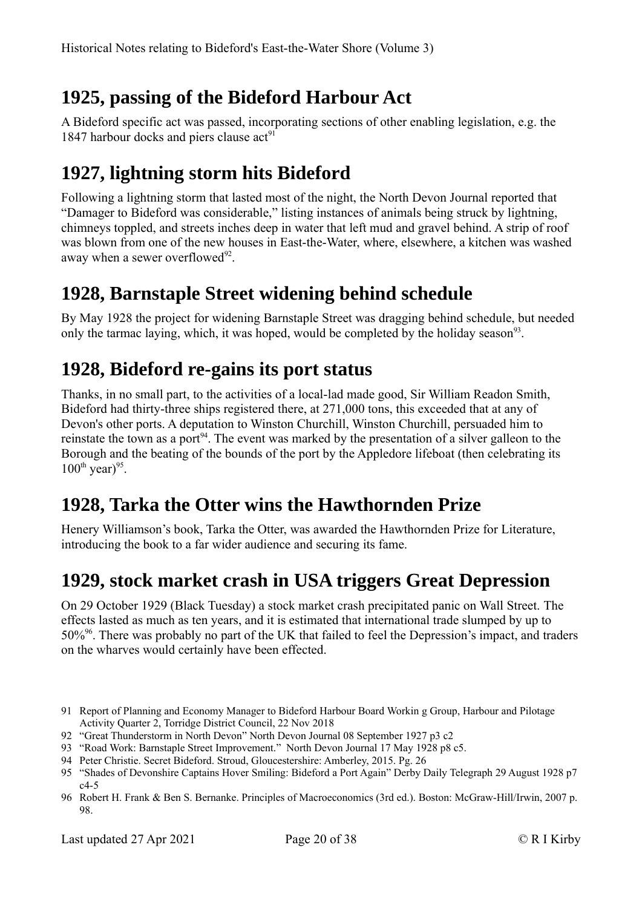## 1925, passing of the Bideford Harbour Act

A Bideford specific act was passed, incorporating sections of other enabling legislation, e.g. the 1847 harbour docks and piers clause act[91]

## 1927, lightning storm hits Bideford

Following a lightning storm that lasted most of the night, the North Devon Journal reported that "Damager to Bideford was considerable," listing instances of animals being struck by lightning, chimneys toppled, and streets inches deep in water that left mud and gravel behind. A strip of roof was blown from one of the new houses in East-the-Water, where, elsewhere, a kitchen was washed away when a sewer overflowed[92].

## 1928, Barnstaple Street widening behind schedule

By May 1928 the project for widening Barnstaple Street was dragging behind schedule, but needed only the tarmac laying, which, it was hoped, would be completed by the holiday season[93].

## 1928, Bideford re-gains its port status

Thanks, in no small part, to the activities of a local-lad made good, Sir William Readon Smith, Bideford had thirty-three ships registered there, at 271,000 tons, this exceeded that at any of Devon's other ports. A deputation to Winston Churchill, Winston Churchill, persuaded him to reinstate the town as a port[94]. The event was marked by the presentation of a silver galleon to the Borough and the beating of the bounds of the port by the Appledore lifeboat (then celebrating its 100th year)[95].

## 1928, Tarka the Otter wins the Hawthornden Prize

Henery Williamson's book, Tarka the Otter, was awarded the Hawthornden Prize for Literature, introducing the book to a far wider audience and securing its fame.

## 1929, stock market crash in USA triggers Great Depression

On 29 October 1929 (Black Tuesday) a stock market crash precipitated panic on Wall Street. The effects lasted as much as ten years, and it is estimated that international trade slumped by up to 50%[96]. There was probably no part of the UK that failed to feel the Depression's impact, and traders on the wharves would certainly have been effected.

---

91 Report of Planning and Economy Manager to Bideford Harbour Board Workin g Group, Harbour and Pilotage Activity Quarter 2, Torridge District Council, 22 Nov 2018

92 "Great Thunderstorm in North Devon" North Devon Journal 08 September 1927 p3 c2

93 "Road Work: Barnstaple Street Improvement." North Devon Journal 17 May 1928 p8 c5.

94 Peter Christie. Secret Bideford. Stroud, Gloucestershire: Amberley, 2015. Pg. 26

95 "Shades of Devonshire Captains Hover Smiling: Bideford a Port Again" Derby Daily Telegraph 29 August 1928 p7 c4-5

96 Robert H. Frank & Ben S. Bernanke. Principles of Macroeconomics (3rd ed.). Boston: McGraw-Hill/Irwin, 2007 p. 98.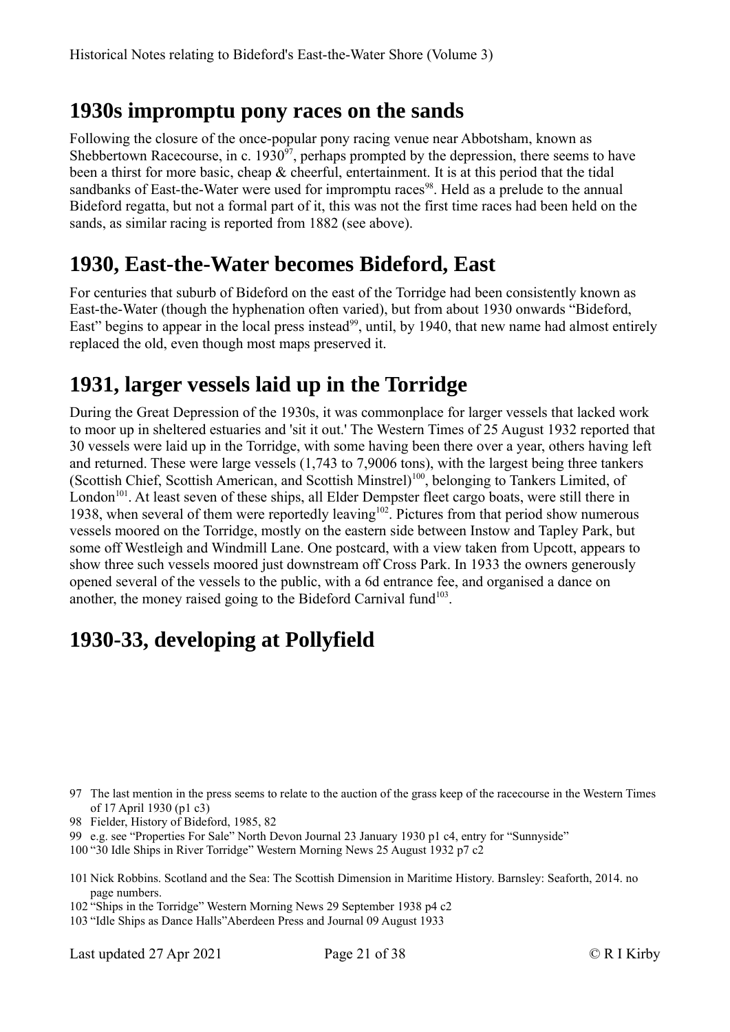## 1930s impromptu pony races on the sands

Following the closure of the once-popular pony racing venue near Abbotsham, known as Shebbertown Racecourse, in c. 1930[97], perhaps prompted by the depression, there seems to have been a thirst for more basic, cheap & cheerful, entertainment. It is at this period that the tidal sandbanks of East-the-Water were used for impromptu races[98]. Held as a prelude to the annual Bideford regatta, but not a formal part of it, this was not the first time races had been held on the sands, as similar racing is reported from 1882 (see above).

## 1930, East-the-Water becomes Bideford, East

For centuries that suburb of Bideford on the east of the Torridge had been consistently known as East-the-Water (though the hyphenation often varied), but from about 1930 onwards "Bideford, East" begins to appear in the local press instead[99], until, by 1940, that new name had almost entirely replaced the old, even though most maps preserved it.

## 1931, larger vessels laid up in the Torridge

During the Great Depression of the 1930s, it was commonplace for larger vessels that lacked work to moor up in sheltered estuaries and 'sit it out.' The Western Times of 25 August 1932 reported that 30 vessels were laid up in the Torridge, with some having been there over a year, others having left and returned. These were large vessels (1,743 to 7,9006 tons), with the largest being three tankers (Scottish Chief, Scottish American, and Scottish Minstrel)[100], belonging to Tankers Limited, of London[101]. At least seven of these ships, all Elder Dempster fleet cargo boats, were still there in 1938, when several of them were reportedly leaving[102]. Pictures from that period show numerous vessels moored on the Torridge, mostly on the eastern side between Instow and Tapley Park, but some off Westleigh and Windmill Lane. One postcard, with a view taken from Upcott, appears to show three such vessels moored just downstream off Cross Park. In 1933 the owners generously opened several of the vessels to the public, with a 6d entrance fee, and organised a dance on another, the money raised going to the Bideford Carnival fund[103].

## 1930-33, developing at Pollyfield

97 The last mention in the press seems to relate to the auction of the grass keep of the racecourse in the Western Times of 17 April 1930 (p1 c3)

98 Fielder, History of Bideford, 1985, 82

99 e.g. see "Properties For Sale" North Devon Journal 23 January 1930 p1 c4, entry for "Sunnyside"

100 "30 Idle Ships in River Torridge" Western Morning News 25 August 1932 p7 c2

101 Nick Robbins. Scotland and the Sea: The Scottish Dimension in Maritime History. Barnsley: Seaforth, 2014. no page numbers.

102 "Ships in the Torridge" Western Morning News 29 September 1938 p4 c2

103 "Idle Ships as Dance Halls"Aberdeen Press and Journal 09 August 1933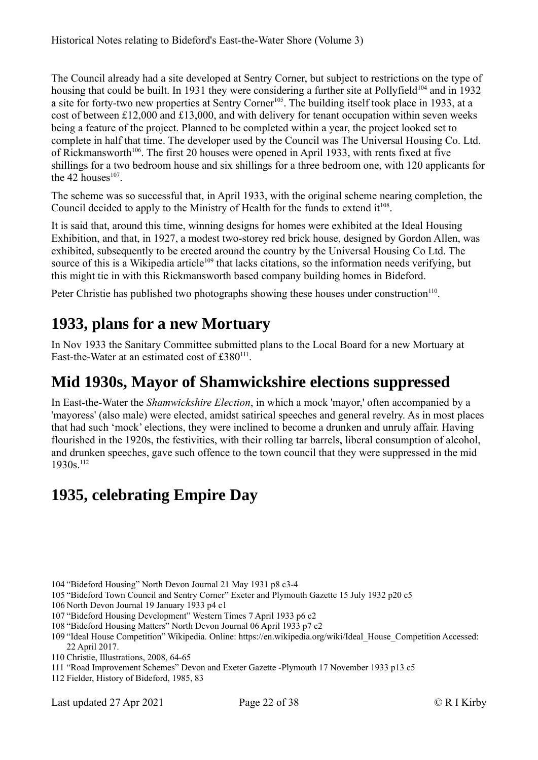The Council already had a site developed at Sentry Corner, but subject to restrictions on the type of housing that could be built. In 1931 they were considering a further site at Pollyfield[104] and in 1932 a site for forty-two new properties at Sentry Corner[105]. The building itself took place in 1933, at a cost of between £12,000 and £13,000, and with delivery for tenant occupation within seven weeks being a feature of the project. Planned to be completed within a year, the project looked set to complete in half that time. The developer used by the Council was The Universal Housing Co. Ltd. of Rickmansworth[106]. The first 20 houses were opened in April 1933, with rents fixed at five shillings for a two bedroom house and six shillings for a three bedroom one, with 120 applicants for the 42 houses[107].

The scheme was so successful that, in April 1933, with the original scheme nearing completion, the Council decided to apply to the Ministry of Health for the funds to extend it[108].

It is said that, around this time, winning designs for homes were exhibited at the Ideal Housing Exhibition, and that, in 1927, a modest two-storey red brick house, designed by Gordon Allen, was exhibited, subsequently to be erected around the country by the Universal Housing Co Ltd. The source of this is a Wikipedia article[109] that lacks citations, so the information needs verifying, but this might tie in with this Rickmansworth based company building homes in Bideford.

Peter Christie has published two photographs showing these houses under construction[110].

## 1933, plans for a new Mortuary

In Nov 1933 the Sanitary Committee submitted plans to the Local Board for a new Mortuary at East-the-Water at an estimated cost of £380[111].

## Mid 1930s, Mayor of Shamwickshire elections suppressed

In East-the-Water the *Shamwickshire Election*, in which a mock 'mayor,' often accompanied by a 'mayoress' (also male) were elected, amidst satirical speeches and general revelry. As in most places that had such 'mock' elections, they were inclined to become a drunken and unruly affair. Having flourished in the 1920s, the festivities, with their rolling tar barrels, liberal consumption of alcohol, and drunken speeches, gave such offence to the town council that they were suppressed in the mid 1930s.[112]

## 1935, celebrating Empire Day

104 "Bideford Housing" North Devon Journal 21 May 1931 p8 c3-4

105 "Bideford Town Council and Sentry Corner" Exeter and Plymouth Gazette 15 July 1932 p20 c5

106 North Devon Journal 19 January 1933 p4 c1

107 "Bideford Housing Development" Western Times 7 April 1933 p6 c2

108 "Bideford Housing Matters" North Devon Journal 06 April 1933 p7 c2

109 "Ideal House Competition" Wikipedia. Online: https://en.wikipedia.org/wiki/Ideal_House_Competition Accessed: 22 April 2017.

110 Christie, Illustrations, 2008, 64-65

111 "Road Improvement Schemes" Devon and Exeter Gazette -Plymouth 17 November 1933 p13 c5

112 Fielder, History of Bideford, 1985, 83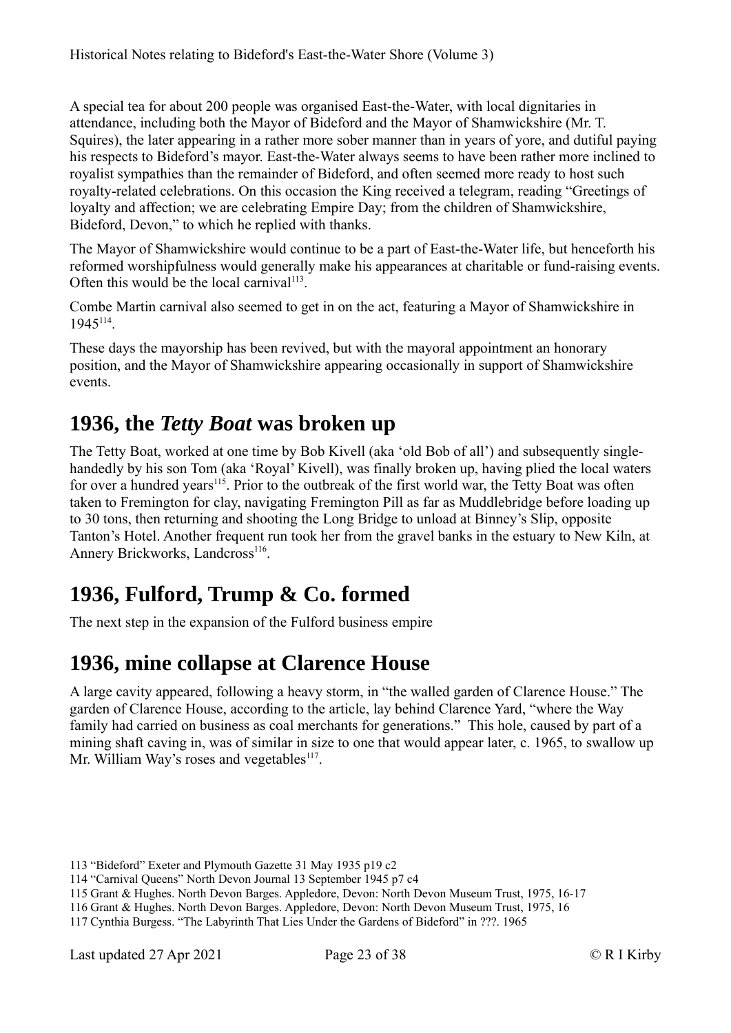A special tea for about 200 people was organised East-the-Water, with local dignitaries in attendance, including both the Mayor of Bideford and the Mayor of Shamwickshire (Mr. T. Squires), the later appearing in a rather more sober manner than in years of yore, and dutiful paying his respects to Bideford's mayor. East-the-Water always seems to have been rather more inclined to royalist sympathies than the remainder of Bideford, and often seemed more ready to host such royalty-related celebrations. On this occasion the King received a telegram, reading "Greetings of loyalty and affection; we are celebrating Empire Day; from the children of Shamwickshire, Bideford, Devon," to which he replied with thanks.

The Mayor of Shamwickshire would continue to be a part of East-the-Water life, but henceforth his reformed worshipfulness would generally make his appearances at charitable or fund-raising events. Often this would be the local carnival[113].

Combe Martin carnival also seemed to get in on the act, featuring a Mayor of Shamwickshire in 1945[114].

These days the mayorship has been revived, but with the mayoral appointment an honorary position, and the Mayor of Shamwickshire appearing occasionally in support of Shamwickshire events.

## 1936, the *Tetty Boat* was broken up

The Tetty Boat, worked at one time by Bob Kivell (aka 'old Bob of all') and subsequently single-handedly by his son Tom (aka 'Royal' Kivell), was finally broken up, having plied the local waters for over a hundred years[115]. Prior to the outbreak of the first world war, the Tetty Boat was often taken to Fremington for clay, navigating Fremington Pill as far as Muddlebridge before loading up to 30 tons, then returning and shooting the Long Bridge to unload at Binney's Slip, opposite Tanton's Hotel. Another frequent run took her from the gravel banks in the estuary to New Kiln, at Annery Brickworks, Landcross[116].

## 1936, Fulford, Trump & Co. formed

The next step in the expansion of the Fulford business empire

## 1936, mine collapse at Clarence House

A large cavity appeared, following a heavy storm, in "the walled garden of Clarence House." The garden of Clarence House, according to the article, lay behind Clarence Yard, "where the Way family had carried on business as coal merchants for generations." This hole, caused by part of a mining shaft caving in, was of similar in size to one that would appear later, c. 1965, to swallow up Mr. William Way's roses and vegetables[117].

113 "Bideford" Exeter and Plymouth Gazette 31 May 1935 p19 c2

114 "Carnival Queens" North Devon Journal 13 September 1945 p7 c4

115 Grant & Hughes. North Devon Barges. Appledore, Devon: North Devon Museum Trust, 1975, 16-17

116 Grant & Hughes. North Devon Barges. Appledore, Devon: North Devon Museum Trust, 1975, 16

117 Cynthia Burgess. "The Labyrinth That Lies Under the Gardens of Bideford" in ???. 1965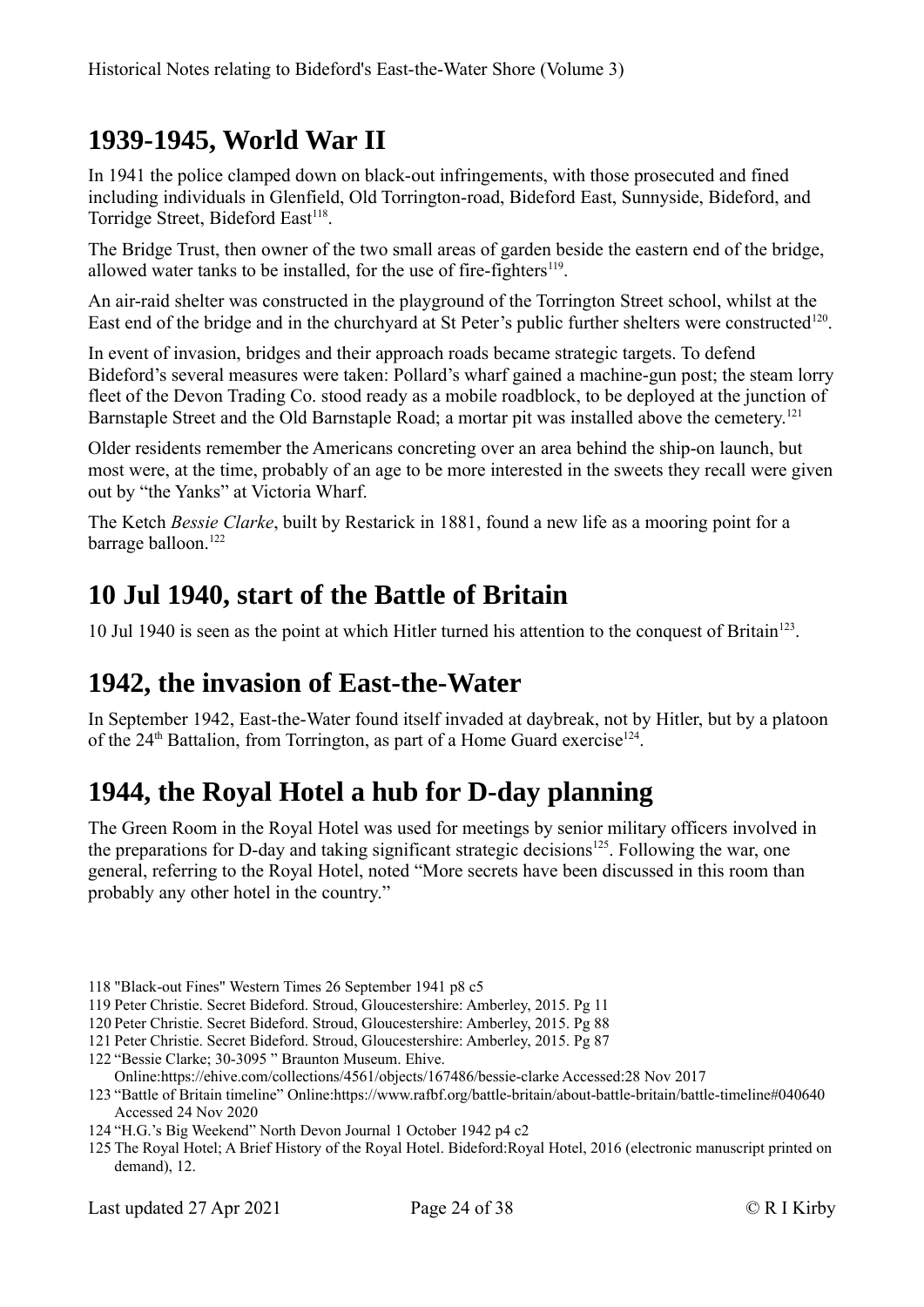## 1939-1945, World War II

In 1941 the police clamped down on black-out infringements, with those prosecuted and fined including individuals in Glenfield, Old Torrington-road, Bideford East, Sunnyside, Bideford, and Torridge Street, Bideford East[118].

The Bridge Trust, then owner of the two small areas of garden beside the eastern end of the bridge, allowed water tanks to be installed, for the use of fire-fighters[119].

An air-raid shelter was constructed in the playground of the Torrington Street school, whilst at the East end of the bridge and in the churchyard at St Peter's public further shelters were constructed[120].

In event of invasion, bridges and their approach roads became strategic targets. To defend Bideford's several measures were taken: Pollard's wharf gained a machine-gun post; the steam lorry fleet of the Devon Trading Co. stood ready as a mobile roadblock, to be deployed at the junction of Barnstaple Street and the Old Barnstaple Road; a mortar pit was installed above the cemetery.[121]

Older residents remember the Americans concreting over an area behind the ship-on launch, but most were, at the time, probably of an age to be more interested in the sweets they recall were given out by "the Yanks" at Victoria Wharf.

The Ketch *Bessie Clarke*, built by Restarick in 1881, found a new life as a mooring point for a barrage balloon.[122]

## 10 Jul 1940, start of the Battle of Britain

10 Jul 1940 is seen as the point at which Hitler turned his attention to the conquest of Britain[123].

## 1942, the invasion of East-the-Water

In September 1942, East-the-Water found itself invaded at daybreak, not by Hitler, but by a platoon of the 24th Battalion, from Torrington, as part of a Home Guard exercise[124].

## 1944, the Royal Hotel a hub for D-day planning

The Green Room in the Royal Hotel was used for meetings by senior military officers involved in the preparations for D-day and taking significant strategic decisions[125]. Following the war, one general, referring to the Royal Hotel, noted "More secrets have been discussed in this room than probably any other hotel in the country."

118 "Black-out Fines" Western Times 26 September 1941 p8 c5

119 Peter Christie. Secret Bideford. Stroud, Gloucestershire: Amberley, 2015. Pg 11

120 Peter Christie. Secret Bideford. Stroud, Gloucestershire: Amberley, 2015. Pg 88

121 Peter Christie. Secret Bideford. Stroud, Gloucestershire: Amberley, 2015. Pg 87

122 "Bessie Clarke; 30-3095 " Braunton Museum. Ehive. Online:https://ehive.com/collections/4561/objects/167486/bessie-clarke Accessed:28 Nov 2017

123 "Battle of Britain timeline" Online:https://www.rafbf.org/battle-britain/about-battle-britain/battle-timeline#040640 Accessed 24 Nov 2020

124 "H.G.'s Big Weekend" North Devon Journal 1 October 1942 p4 c2

125 The Royal Hotel; A Brief History of the Royal Hotel. Bideford:Royal Hotel, 2016 (electronic manuscript printed on demand), 12.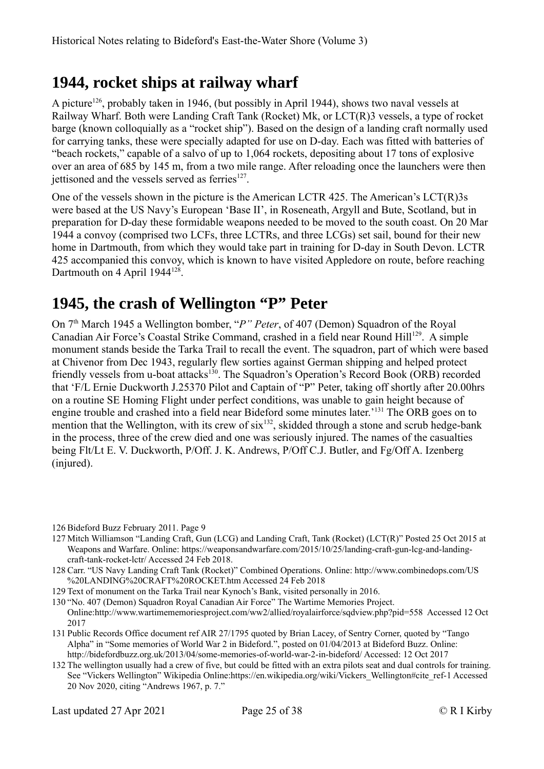## 1944, rocket ships at railway wharf

A picture[126], probably taken in 1946, (but possibly in April 1944), shows two naval vessels at Railway Wharf. Both were Landing Craft Tank (Rocket) Mk, or LCT(R)3 vessels, a type of rocket barge (known colloquially as a "rocket ship"). Based on the design of a landing craft normally used for carrying tanks, these were specially adapted for use on D-day. Each was fitted with batteries of "beach rockets," capable of a salvo of up to 1,064 rockets, depositing about 17 tons of explosive over an area of 685 by 145 m, from a two mile range. After reloading once the launchers were then jettisoned and the vessels served as ferries[127].

One of the vessels shown in the picture is the American LCTR 425. The American's LCT(R)3s were based at the US Navy's European 'Base II', in Roseneath, Argyll and Bute, Scotland, but in preparation for D-day these formidable weapons needed to be moved to the south coast. On 20 Mar 1944 a convoy (comprised two LCFs, three LCTRs, and three LCGs) set sail, bound for their new home in Dartmouth, from which they would take part in training for D-day in South Devon. LCTR 425 accompanied this convoy, which is known to have visited Appledore on route, before reaching Dartmouth on 4 April 1944[128].

## 1945, the crash of Wellington "P" Peter

On 7th March 1945 a Wellington bomber, "*P" Peter*, of 407 (Demon) Squadron of the Royal Canadian Air Force's Coastal Strike Command, crashed in a field near Round Hill[129]. A simple monument stands beside the Tarka Trail to recall the event. The squadron, part of which were based at Chivenor from Dec 1943, regularly flew sorties against German shipping and helped protect friendly vessels from u-boat attacks[130]. The Squadron's Operation's Record Book (ORB) recorded that 'F/L Ernie Duckworth J.25370 Pilot and Captain of "P" Peter, taking off shortly after 20.00hrs on a routine SE Homing Flight under perfect conditions, was unable to gain height because of engine trouble and crashed into a field near Bideford some minutes later.'[131] The ORB goes on to mention that the Wellington, with its crew of six[132], skidded through a stone and scrub hedge-bank in the process, three of the crew died and one was seriously injured. The names of the casualties being Flt/Lt E. V. Duckworth, P/Off. J. K. Andrews, P/Off C.J. Butler, and Fg/Off A. Izenberg (injured).

---

126 Bideford Buzz February 2011. Page 9

127 Mitch Williamson "Landing Craft, Gun (LCG) and Landing Craft, Tank (Rocket) (LCT(R)" Posted 25 Oct 2015 at Weapons and Warfare. Online: https://weaponsandwarfare.com/2015/10/25/landing-craft-gun-lcg-and-landing-craft-tank-rocket-lctr/ Accessed 24 Feb 2018.

128 Carr. "US Navy Landing Craft Tank (Rocket)" Combined Operations. Online: http://www.combinedops.com/US%20LANDING%20CRAFT%20ROCKET.htm Accessed 24 Feb 2018

129 Text of monument on the Tarka Trail near Kynoch's Bank, visited personally in 2016.

130 "No. 407 (Demon) Squadron Royal Canadian Air Force" The Wartime Memories Project. Online:http://www.wartimememoriesproject.com/ww2/allied/royalairforce/sqdview.php?pid=558 Accessed 12 Oct 2017

131 Public Records Office document ref AIR 27/1795 quoted by Brian Lacey, of Sentry Corner, quoted by "Tango Alpha" in "Some memories of World War 2 in Bideford.", posted on 01/04/2013 at Bideford Buzz. Online: http://bidefordbuzz.org.uk/2013/04/some-memories-of-world-war-2-in-bideford/ Accessed: 12 Oct 2017

132 The wellington usually had a crew of five, but could be fitted with an extra pilots seat and dual controls for training. See "Vickers Wellington" Wikipedia Online:https://en.wikipedia.org/wiki/Vickers_Wellington#cite_ref-1 Accessed 20 Nov 2020, citing "Andrews 1967, p. 7."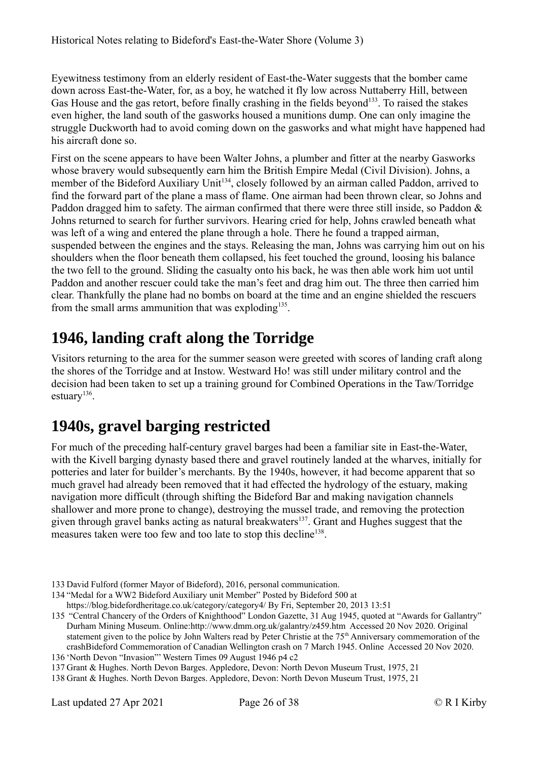Eyewitness testimony from an elderly resident of East-the-Water suggests that the bomber came down across East-the-Water, for, as a boy, he watched it fly low across Nuttaberry Hill, between Gas House and the gas retort, before finally crashing in the fields beyond[133]. To raised the stakes even higher, the land south of the gasworks housed a munitions dump. One can only imagine the struggle Duckworth had to avoid coming down on the gasworks and what might have happened had his aircraft done so.

First on the scene appears to have been Walter Johns, a plumber and fitter at the nearby Gasworks whose bravery would subsequently earn him the British Empire Medal (Civil Division). Johns, a member of the Bideford Auxiliary Unit[134], closely followed by an airman called Paddon, arrived to find the forward part of the plane a mass of flame. One airman had been thrown clear, so Johns and Paddon dragged him to safety. The airman confirmed that there were three still inside, so Paddon & Johns returned to search for further survivors. Hearing cried for help, Johns crawled beneath what was left of a wing and entered the plane through a hole. There he found a trapped airman, suspended between the engines and the stays. Releasing the man, Johns was carrying him out on his shoulders when the floor beneath them collapsed, his feet touched the ground, loosing his balance the two fell to the ground. Sliding the casualty onto his back, he was then able work him uot until Paddon and another rescuer could take the man's feet and drag him out. The three then carried him clear. Thankfully the plane had no bombs on board at the time and an engine shielded the rescuers from the small arms ammunition that was exploding[135].

# 1946, landing craft along the Torridge

Visitors returning to the area for the summer season were greeted with scores of landing craft along the shores of the Torridge and at Instow. Westward Ho! was still under military control and the decision had been taken to set up a training ground for Combined Operations in the Taw/Torridge estuary[136].

# 1940s, gravel barging restricted

For much of the preceding half-century gravel barges had been a familiar site in East-the-Water, with the Kivell barging dynasty based there and gravel routinely landed at the wharves, initially for potteries and later for builder's merchants. By the 1940s, however, it had become apparent that so much gravel had already been removed that it had effected the hydrology of the estuary, making navigation more difficult (through shifting the Bideford Bar and making navigation channels shallower and more prone to change), destroying the mussel trade, and removing the protection given through gravel banks acting as natural breakwaters[137]. Grant and Hughes suggest that the measures taken were too few and too late to stop this decline[138].

133 David Fulford (former Mayor of Bideford), 2016, personal communication.

134 "Medal for a WW2 Bideford Auxiliary unit Member" Posted by Bideford 500 at https://blog.bidefordheritage.co.uk/category/category4/ By Fri, September 20, 2013 13:51

135 "Central Chancery of the Orders of Knighthood" London Gazette, 31 Aug 1945, quoted at "Awards for Gallantry" Durham Mining Museum. Online:http://www.dmm.org.uk/galantry/z459.htm Accessed 20 Nov 2020. Original statement given to the police by John Walters read by Peter Christie at the 75th Anniversary commemoration of the crashBideford Commemoration of Canadian Wellington crash on 7 March 1945. Online Accessed 20 Nov 2020.

136 'North Devon "Invasion"' Western Times 09 August 1946 p4 c2

137 Grant & Hughes. North Devon Barges. Appledore, Devon: North Devon Museum Trust, 1975, 21

138 Grant & Hughes. North Devon Barges. Appledore, Devon: North Devon Museum Trust, 1975, 21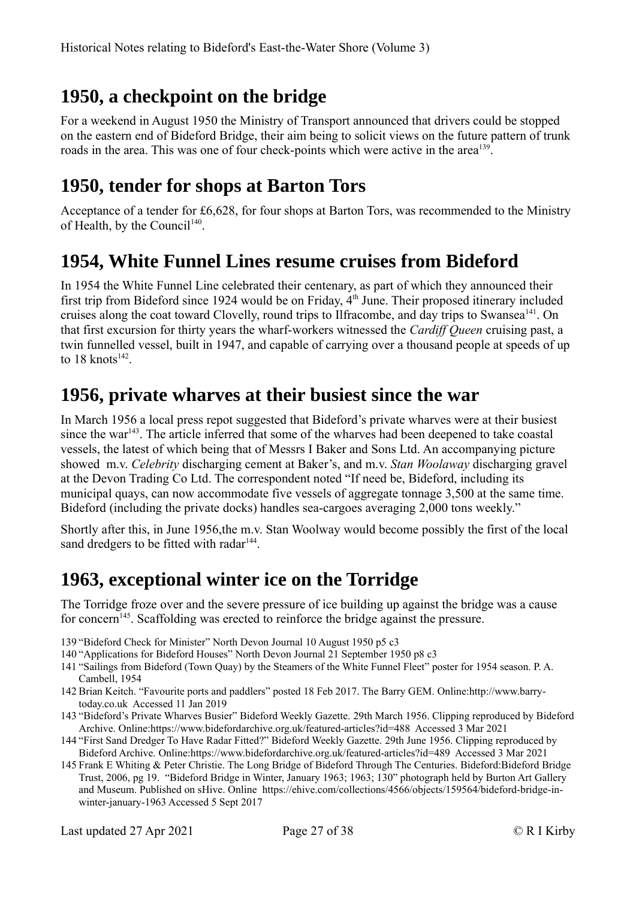## 1950, a checkpoint on the bridge

For a weekend in August 1950 the Ministry of Transport announced that drivers could be stopped on the eastern end of Bideford Bridge, their aim being to solicit views on the future pattern of trunk roads in the area. This was one of four check-points which were active in the area[139].

## 1950, tender for shops at Barton Tors

Acceptance of a tender for £6,628, for four shops at Barton Tors, was recommended to the Ministry of Health, by the Council[140].

## 1954, White Funnel Lines resume cruises from Bideford

In 1954 the White Funnel Line celebrated their centenary, as part of which they announced their first trip from Bideford since 1924 would be on Friday, 4th June. Their proposed itinerary included cruises along the coat toward Clovelly, round trips to Ilfracombe, and day trips to Swansea[141]. On that first excursion for thirty years the wharf-workers witnessed the *Cardiff Queen* cruising past, a twin funnelled vessel, built in 1947, and capable of carrying over a thousand people at speeds of up to 18 knots[142].

## 1956, private wharves at their busiest since the war

In March 1956 a local press repot suggested that Bideford's private wharves were at their busiest since the war[143]. The article inferred that some of the wharves had been deepened to take coastal vessels, the latest of which being that of Messrs I Baker and Sons Ltd. An accompanying picture showed m.v. *Celebrity* discharging cement at Baker's, and m.v. *Stan Woolaway* discharging gravel at the Devon Trading Co Ltd. The correspondent noted "If need be, Bideford, including its municipal quays, can now accommodate five vessels of aggregate tonnage 3,500 at the same time. Bideford (including the private docks) handles sea-cargoes averaging 2,000 tons weekly."

Shortly after this, in June 1956,the m.v. Stan Woolway would become possibly the first of the local sand dredgers to be fitted with radar[144].

## 1963, exceptional winter ice on the Torridge

The Torridge froze over and the severe pressure of ice building up against the bridge was a cause for concern[145]. Scaffolding was erected to reinforce the bridge against the pressure.

139 "Bideford Check for Minister" North Devon Journal 10 August 1950 p5 c3

140 "Applications for Bideford Houses" North Devon Journal 21 September 1950 p8 c3

141 "Sailings from Bideford (Town Quay) by the Steamers of the White Funnel Fleet" poster for 1954 season. P. A. Cambell, 1954

142 Brian Keitch. "Favourite ports and paddlers" posted 18 Feb 2017. The Barry GEM. Online:http://www.barry-today.co.uk Accessed 11 Jan 2019

143 "Bideford's Private Wharves Busier" Bideford Weekly Gazette. 29th March 1956. Clipping reproduced by Bideford Archive. Online:https://www.bidefordarchive.org.uk/featured-articles?id=488 Accessed 3 Mar 2021

144 "First Sand Dredger To Have Radar Fitted?" Bideford Weekly Gazette. 29th June 1956. Clipping reproduced by Bideford Archive. Online:https://www.bidefordarchive.org.uk/featured-articles?id=489 Accessed 3 Mar 2021

145 Frank E Whiting & Peter Christie. The Long Bridge of Bideford Through The Centuries. Bideford:Bideford Bridge Trust, 2006, pg 19. "Bideford Bridge in Winter, January 1963; 1963; 130" photograph held by Burton Art Gallery and Museum. Published on sHive. Online https://ehive.com/collections/4566/objects/159564/bideford-bridge-in-winter-january-1963 Accessed 5 Sept 2017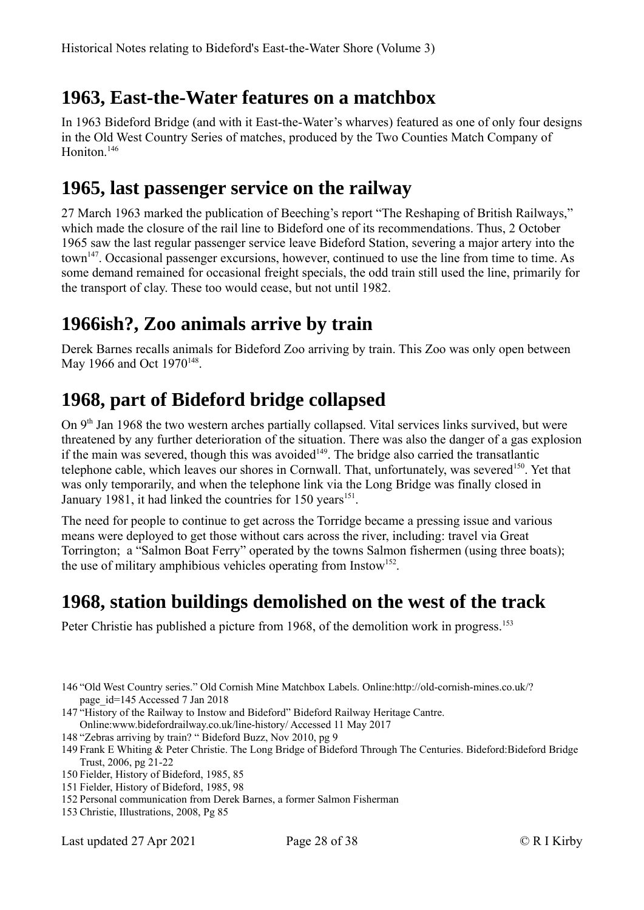## 1963, East-the-Water features on a matchbox

In 1963 Bideford Bridge (and with it East-the-Water's wharves) featured as one of only four designs in the Old West Country Series of matches, produced by the Two Counties Match Company of Honiton.[146]

## 1965, last passenger service on the railway

27 March 1963 marked the publication of Beeching's report "The Reshaping of British Railways," which made the closure of the rail line to Bideford one of its recommendations. Thus, 2 October 1965 saw the last regular passenger service leave Bideford Station, severing a major artery into the town[147]. Occasional passenger excursions, however, continued to use the line from time to time. As some demand remained for occasional freight specials, the odd train still used the line, primarily for the transport of clay. These too would cease, but not until 1982.

## 1966ish?, Zoo animals arrive by train

Derek Barnes recalls animals for Bideford Zoo arriving by train. This Zoo was only open between May 1966 and Oct 1970[148].

## 1968, part of Bideford bridge collapsed

On 9th Jan 1968 the two western arches partially collapsed. Vital services links survived, but were threatened by any further deterioration of the situation. There was also the danger of a gas explosion if the main was severed, though this was avoided[149]. The bridge also carried the transatlantic telephone cable, which leaves our shores in Cornwall. That, unfortunately, was severed[150]. Yet that was only temporarily, and when the telephone link via the Long Bridge was finally closed in January 1981, it had linked the countries for 150 years[151].

The need for people to continue to get across the Torridge became a pressing issue and various means were deployed to get those without cars across the river, including: travel via Great Torrington; a "Salmon Boat Ferry" operated by the towns Salmon fishermen (using three boats); the use of military amphibious vehicles operating from Instow[152].

## 1968, station buildings demolished on the west of the track

Peter Christie has published a picture from 1968, of the demolition work in progress.[153]

146 "Old West Country series." Old Cornish Mine Matchbox Labels. Online:http://old-cornish-mines.co.uk/?page_id=145 Accessed 7 Jan 2018

147 "History of the Railway to Instow and Bideford" Bideford Railway Heritage Cantre. Online:www.bidefordrailway.co.uk/line-history/ Accessed 11 May 2017

148 "Zebras arriving by train? " Bideford Buzz, Nov 2010, pg 9

149 Frank E Whiting & Peter Christie. The Long Bridge of Bideford Through The Centuries. Bideford:Bideford Bridge Trust, 2006, pg 21-22

150 Fielder, History of Bideford, 1985, 85

151 Fielder, History of Bideford, 1985, 98

152 Personal communication from Derek Barnes, a former Salmon Fisherman

153 Christie, Illustrations, 2008, Pg 85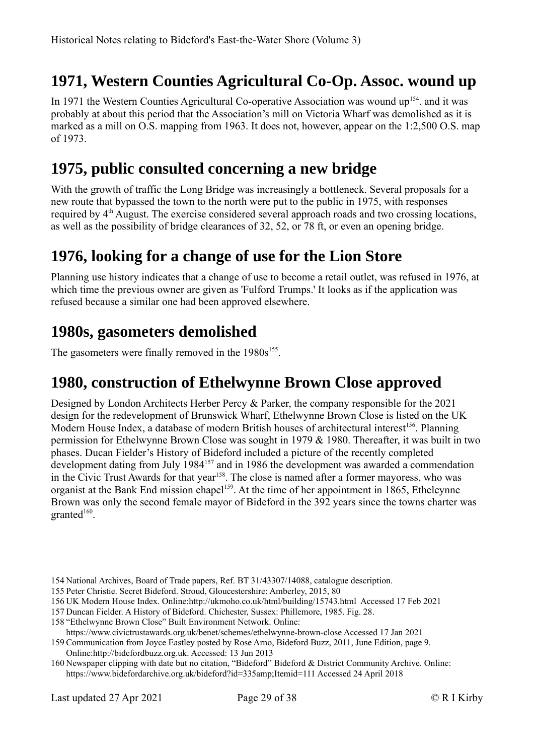## 1971, Western Counties Agricultural Co-Op. Assoc. wound up

In 1971 the Western Counties Agricultural Co-operative Association was wound up[154]. and it was probably at about this period that the Association's mill on Victoria Wharf was demolished as it is marked as a mill on O.S. mapping from 1963. It does not, however, appear on the 1:2,500 O.S. map of 1973.

## 1975, public consulted concerning a new bridge

With the growth of traffic the Long Bridge was increasingly a bottleneck. Several proposals for a new route that bypassed the town to the north were put to the public in 1975, with responses required by 4th August. The exercise considered several approach roads and two crossing locations, as well as the possibility of bridge clearances of 32, 52, or 78 ft, or even an opening bridge.

## 1976, looking for a change of use for the Lion Store

Planning use history indicates that a change of use to become a retail outlet, was refused in 1976, at which time the previous owner are given as 'Fulford Trumps.' It looks as if the application was refused because a similar one had been approved elsewhere.

## 1980s, gasometers demolished

The gasometers were finally removed in the 1980s[155].

## 1980, construction of Ethelwynne Brown Close approved

Designed by London Architects Herber Percy & Parker, the company responsible for the 2021 design for the redevelopment of Brunswick Wharf, Ethelwynne Brown Close is listed on the UK Modern House Index, a database of modern British houses of architectural interest[156]. Planning permission for Ethelwynne Brown Close was sought in 1979 & 1980. Thereafter, it was built in two phases. Ducan Fielder's History of Bideford included a picture of the recently completed development dating from July 1984[157] and in 1986 the development was awarded a commendation in the Civic Trust Awards for that year[158]. The close is named after a former mayoress, who was organist at the Bank End mission chapel[159]. At the time of her appointment in 1865, Etheleynne Brown was only the second female mayor of Bideford in the 392 years since the towns charter was granted[160].

154 National Archives, Board of Trade papers, Ref. BT 31/43307/14088, catalogue description.

155 Peter Christie. Secret Bideford. Stroud, Gloucestershire: Amberley, 2015, 80

156 UK Modern House Index. Online:http://ukmoho.co.uk/html/building/15743.html Accessed 17 Feb 2021

157 Duncan Fielder. A History of Bideford. Chichester, Sussex: Phillemore, 1985. Fig. 28.

158 "Ethelwynne Brown Close" Built Environment Network. Online: https://www.civictrustawards.org.uk/benet/schemes/ethelwynne-brown-close Accessed 17 Jan 2021

159 Communication from Joyce Eastley posted by Rose Arno, Bideford Buzz, 2011, June Edition, page 9. Online:http://bidefordbuzz.org.uk. Accessed: 13 Jun 2013

160 Newspaper clipping with date but no citation, "Bideford" Bideford & District Community Archive. Online: https://www.bidefordarchive.org.uk/bideford?id=335amp;Itemid=111 Accessed 24 April 2018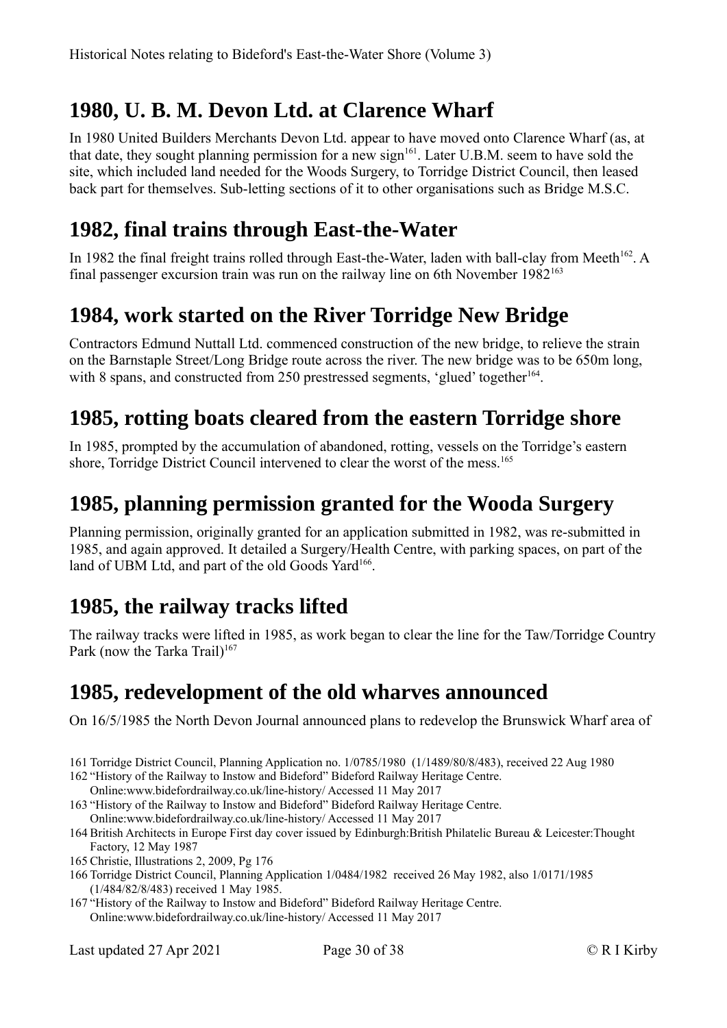## 1980, U. B. M. Devon Ltd. at Clarence Wharf

In 1980 United Builders Merchants Devon Ltd. appear to have moved onto Clarence Wharf (as, at that date, they sought planning permission for a new sign[161]. Later U.B.M. seem to have sold the site, which included land needed for the Woods Surgery, to Torridge District Council, then leased back part for themselves. Sub-letting sections of it to other organisations such as Bridge M.S.C.

## 1982, final trains through East-the-Water

In 1982 the final freight trains rolled through East-the-Water, laden with ball-clay from Meeth[162]. A final passenger excursion train was run on the railway line on 6th November 1982[163]

## 1984, work started on the River Torridge New Bridge

Contractors Edmund Nuttall Ltd. commenced construction of the new bridge, to relieve the strain on the Barnstaple Street/Long Bridge route across the river. The new bridge was to be 650m long, with 8 spans, and constructed from 250 prestressed segments, 'glued' together[164].

## 1985, rotting boats cleared from the eastern Torridge shore

In 1985, prompted by the accumulation of abandoned, rotting, vessels on the Torridge's eastern shore, Torridge District Council intervened to clear the worst of the mess.[165]

## 1985, planning permission granted for the Wooda Surgery

Planning permission, originally granted for an application submitted in 1982, was re-submitted in 1985, and again approved. It detailed a Surgery/Health Centre, with parking spaces, on part of the land of UBM Ltd, and part of the old Goods Yard[166].

## 1985, the railway tracks lifted

The railway tracks were lifted in 1985, as work began to clear the line for the Taw/Torridge Country Park (now the Tarka Trail)[167]

## 1985, redevelopment of the old wharves announced

On 16/5/1985 the North Devon Journal announced plans to redevelop the Brunswick Wharf area of

161 Torridge District Council, Planning Application no. 1/0785/1980 (1/1489/80/8/483), received 22 Aug 1980

162 "History of the Railway to Instow and Bideford" Bideford Railway Heritage Centre. Online:www.bidefordrailway.co.uk/line-history/ Accessed 11 May 2017

163 "History of the Railway to Instow and Bideford" Bideford Railway Heritage Centre. Online:www.bidefordrailway.co.uk/line-history/ Accessed 11 May 2017

164 British Architects in Europe First day cover issued by Edinburgh:British Philatelic Bureau & Leicester:Thought Factory, 12 May 1987

165 Christie, Illustrations 2, 2009, Pg 176

166 Torridge District Council, Planning Application 1/0484/1982 received 26 May 1982, also 1/0171/1985 (1/484/82/8/483) received 1 May 1985.

167 "History of the Railway to Instow and Bideford" Bideford Railway Heritage Centre. Online:www.bidefordrailway.co.uk/line-history/ Accessed 11 May 2017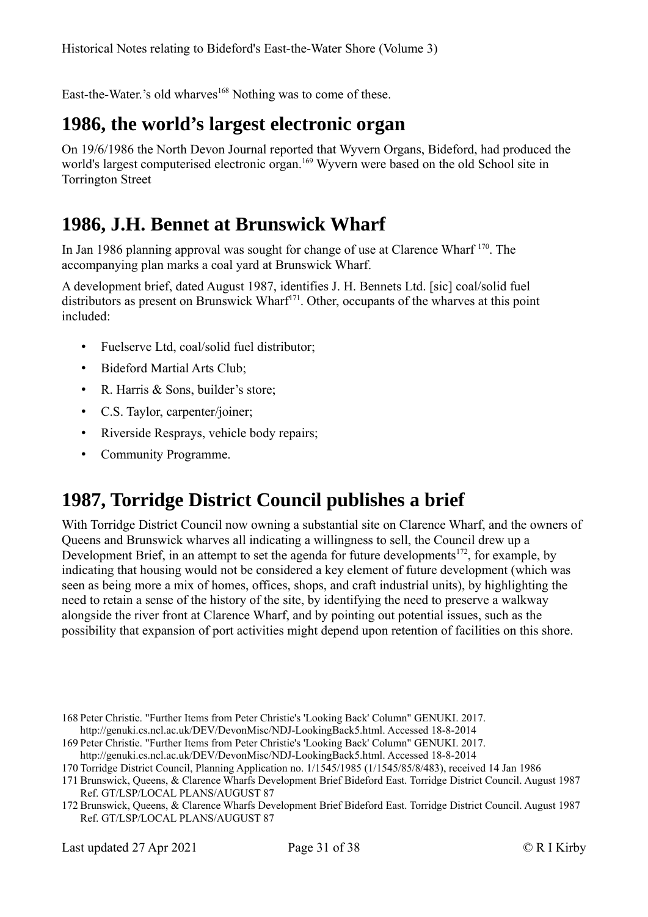East-the-Water.'s old wharves[168] Nothing was to come of these.

## 1986, the world's largest electronic organ

On 19/6/1986 the North Devon Journal reported that Wyvern Organs, Bideford, had produced the world's largest computerised electronic organ.[169] Wyvern were based on the old School site in Torrington Street

## 1986, J.H. Bennet at Brunswick Wharf

In Jan 1986 planning approval was sought for change of use at Clarence Wharf [170]. The accompanying plan marks a coal yard at Brunswick Wharf.

A development brief, dated August 1987, identifies J. H. Bennets Ltd. [sic] coal/solid fuel distributors as present on Brunswick Wharf[171]. Other, occupants of the wharves at this point included:

- Fuelserve Ltd, coal/solid fuel distributor;
- Bideford Martial Arts Club;
- R. Harris & Sons, builder's store;
- C.S. Taylor, carpenter/joiner;
- Riverside Resprays, vehicle body repairs;
- Community Programme.

## 1987, Torridge District Council publishes a brief

With Torridge District Council now owning a substantial site on Clarence Wharf, and the owners of Queens and Brunswick wharves all indicating a willingness to sell, the Council drew up a Development Brief, in an attempt to set the agenda for future developments[172], for example, by indicating that housing would not be considered a key element of future development (which was seen as being more a mix of homes, offices, shops, and craft industrial units), by highlighting the need to retain a sense of the history of the site, by identifying the need to preserve a walkway alongside the river front at Clarence Wharf, and by pointing out potential issues, such as the possibility that expansion of port activities might depend upon retention of facilities on this shore.

168 Peter Christie. "Further Items from Peter Christie's 'Looking Back' Column" GENUKI. 2017. http://genuki.cs.ncl.ac.uk/DEV/DevonMisc/NDJ-LookingBack5.html. Accessed 18-8-2014

169 Peter Christie. "Further Items from Peter Christie's 'Looking Back' Column" GENUKI. 2017. http://genuki.cs.ncl.ac.uk/DEV/DevonMisc/NDJ-LookingBack5.html. Accessed 18-8-2014

170 Torridge District Council, Planning Application no. 1/1545/1985 (1/1545/85/8/483), received 14 Jan 1986

171 Brunswick, Queens, & Clarence Wharfs Development Brief Bideford East. Torridge District Council. August 1987 Ref. GT/LSP/LOCAL PLANS/AUGUST 87

172 Brunswick, Queens, & Clarence Wharfs Development Brief Bideford East. Torridge District Council. August 1987 Ref. GT/LSP/LOCAL PLANS/AUGUST 87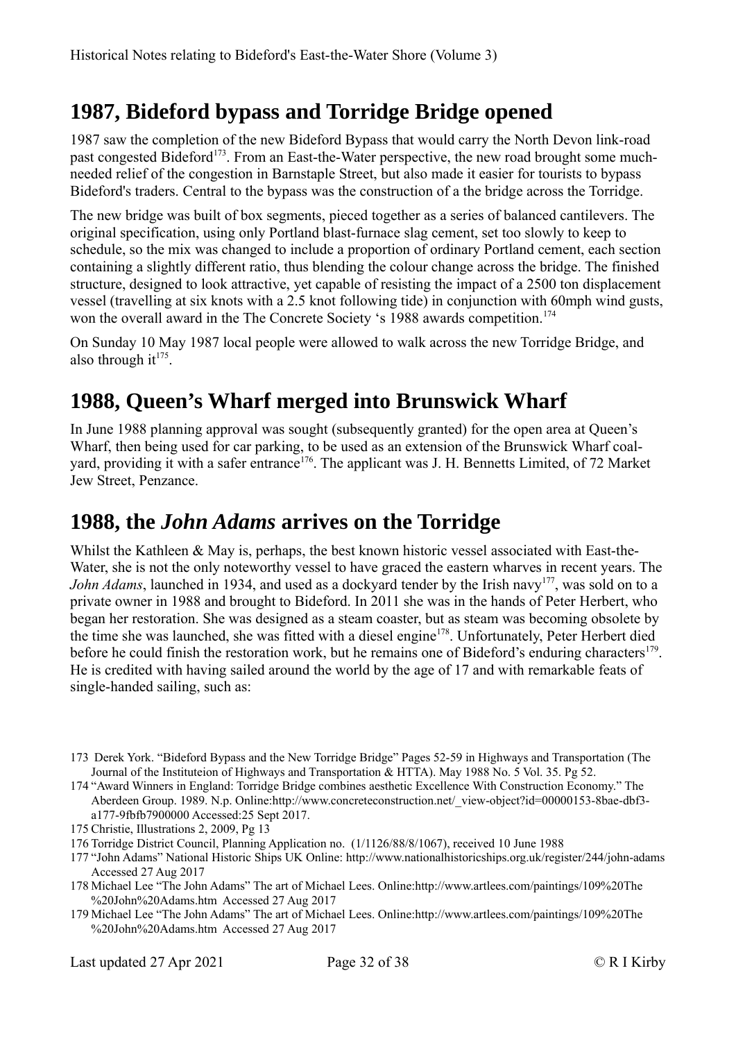## 1987, Bideford bypass and Torridge Bridge opened

1987 saw the completion of the new Bideford Bypass that would carry the North Devon link-road past congested Bideford[173]. From an East-the-Water perspective, the new road brought some much-needed relief of the congestion in Barnstaple Street, but also made it easier for tourists to bypass Bideford's traders. Central to the bypass was the construction of a the bridge across the Torridge.

The new bridge was built of box segments, pieced together as a series of balanced cantilevers. The original specification, using only Portland blast-furnace slag cement, set too slowly to keep to schedule, so the mix was changed to include a proportion of ordinary Portland cement, each section containing a slightly different ratio, thus blending the colour change across the bridge. The finished structure, designed to look attractive, yet capable of resisting the impact of a 2500 ton displacement vessel (travelling at six knots with a 2.5 knot following tide) in conjunction with 60mph wind gusts, won the overall award in the The Concrete Society 's 1988 awards competition.[174]

On Sunday 10 May 1987 local people were allowed to walk across the new Torridge Bridge, and also through it[175].

## 1988, Queen's Wharf merged into Brunswick Wharf

In June 1988 planning approval was sought (subsequently granted) for the open area at Queen's Wharf, then being used for car parking, to be used as an extension of the Brunswick Wharf coal-yard, providing it with a safer entrance[176]. The applicant was J. H. Bennetts Limited, of 72 Market Jew Street, Penzance.

## 1988, the *John Adams* arrives on the Torridge

Whilst the Kathleen & May is, perhaps, the best known historic vessel associated with East-the-Water, she is not the only noteworthy vessel to have graced the eastern wharves in recent years. The *John Adams*, launched in 1934, and used as a dockyard tender by the Irish navy[177], was sold on to a private owner in 1988 and brought to Bideford. In 2011 she was in the hands of Peter Herbert, who began her restoration. She was designed as a steam coaster, but as steam was becoming obsolete by the time she was launched, she was fitted with a diesel engine[178]. Unfortunately, Peter Herbert died before he could finish the restoration work, but he remains one of Bideford's enduring characters[179]. He is credited with having sailed around the world by the age of 17 and with remarkable feats of single-handed sailing, such as:

---

173 Derek York. "Bideford Bypass and the New Torridge Bridge" Pages 52-59 in Highways and Transportation (The Journal of the Instituteion of Highways and Transportation & HTTA). May 1988 No. 5 Vol. 35. Pg 52.

174 "Award Winners in England: Torridge Bridge combines aesthetic Excellence With Construction Economy." The Aberdeen Group. 1989. N.p. Online:http://www.concreteconstruction.net/_view-object?id=00000153-8bae-dbf3-a177-9fbfb7900000 Accessed:25 Sept 2017.

175 Christie, Illustrations 2, 2009, Pg 13

176 Torridge District Council, Planning Application no. (1/1126/88/8/1067), received 10 June 1988

177 "John Adams" National Historic Ships UK Online: http://www.nationalhistoricships.org.uk/register/244/john-adams Accessed 27 Aug 2017

178 Michael Lee "The John Adams" The art of Michael Lees. Online:http://www.artlees.com/paintings/109%20The%20John%20Adams.htm Accessed 27 Aug 2017

179 Michael Lee "The John Adams" The art of Michael Lees. Online:http://www.artlees.com/paintings/109%20The%20John%20Adams.htm Accessed 27 Aug 2017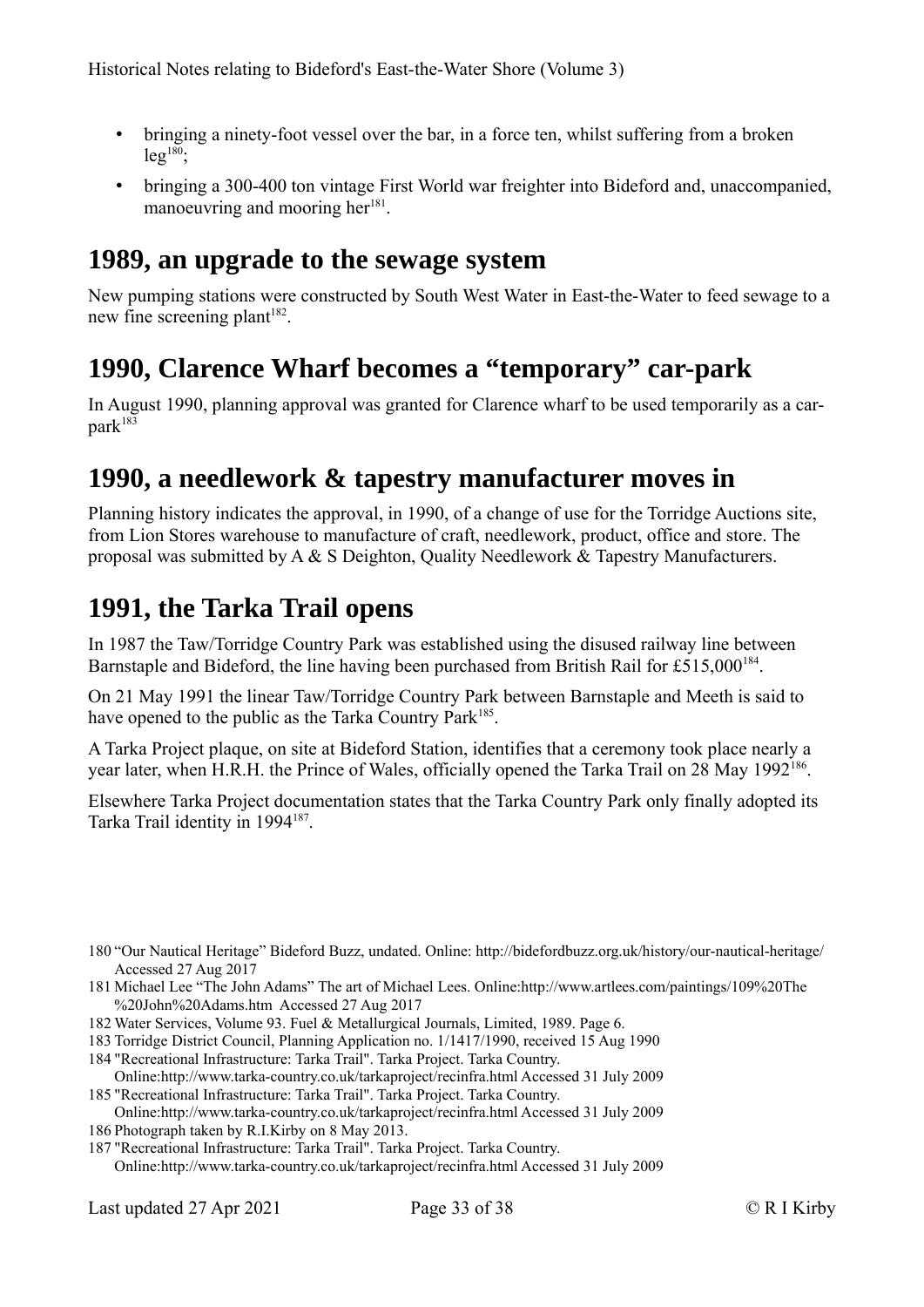- bringing a ninety-foot vessel over the bar, in a force ten, whilst suffering from a broken leg[180];
- bringing a 300-400 ton vintage First World war freighter into Bideford and, unaccompanied, manoeuvring and mooring her[181].

## 1989, an upgrade to the sewage system

New pumping stations were constructed by South West Water in East-the-Water to feed sewage to a new fine screening plant[182].

## 1990, Clarence Wharf becomes a "temporary" car-park

In August 1990, planning approval was granted for Clarence wharf to be used temporarily as a car-park[183]

## 1990, a needlework & tapestry manufacturer moves in

Planning history indicates the approval, in 1990, of a change of use for the Torridge Auctions site, from Lion Stores warehouse to manufacture of craft, needlework, product, office and store. The proposal was submitted by A & S Deighton, Quality Needlework & Tapestry Manufacturers.

## 1991, the Tarka Trail opens

In 1987 the Taw/Torridge Country Park was established using the disused railway line between Barnstaple and Bideford, the line having been purchased from British Rail for £515,000[184].

On 21 May 1991 the linear Taw/Torridge Country Park between Barnstaple and Meeth is said to have opened to the public as the Tarka Country Park[185].

A Tarka Project plaque, on site at Bideford Station, identifies that a ceremony took place nearly a year later, when H.R.H. the Prince of Wales, officially opened the Tarka Trail on 28 May 1992[186].

Elsewhere Tarka Project documentation states that the Tarka Country Park only finally adopted its Tarka Trail identity in 1994[187].

---

180 "Our Nautical Heritage" Bideford Buzz, undated. Online: http://bidefordbuzz.org.uk/history/our-nautical-heritage/ Accessed 27 Aug 2017

181 Michael Lee "The John Adams" The art of Michael Lees. Online:http://www.artlees.com/paintings/109%20The%20John%20Adams.htm Accessed 27 Aug 2017

182 Water Services, Volume 93. Fuel & Metallurgical Journals, Limited, 1989. Page 6.

183 Torridge District Council, Planning Application no. 1/1417/1990, received 15 Aug 1990

184 "Recreational Infrastructure: Tarka Trail". Tarka Project. Tarka Country. Online:http://www.tarka-country.co.uk/tarkaproject/recinfra.html Accessed 31 July 2009

185 "Recreational Infrastructure: Tarka Trail". Tarka Project. Tarka Country. Online:http://www.tarka-country.co.uk/tarkaproject/recinfra.html Accessed 31 July 2009

186 Photograph taken by R.I.Kirby on 8 May 2013.

187 "Recreational Infrastructure: Tarka Trail". Tarka Project. Tarka Country. Online:http://www.tarka-country.co.uk/tarkaproject/recinfra.html Accessed 31 July 2009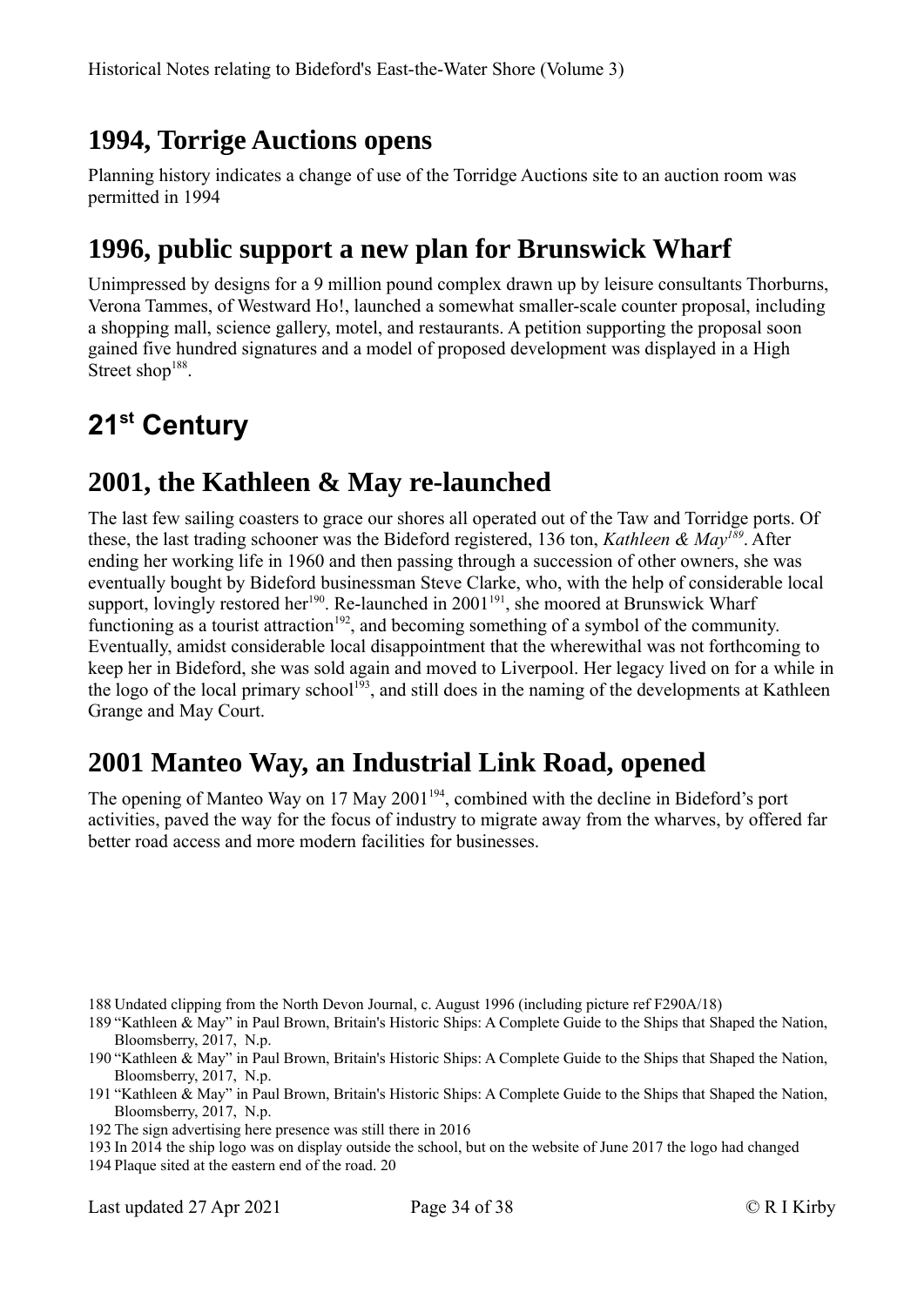## 1994, Torrige Auctions opens

Planning history indicates a change of use of the Torridge Auctions site to an auction room was permitted in 1994

## 1996, public support a new plan for Brunswick Wharf

Unimpressed by designs for a 9 million pound complex drawn up by leisure consultants Thorburns, Verona Tammes, of Westward Ho!, launched a somewhat smaller-scale counter proposal, including a shopping mall, science gallery, motel, and restaurants. A petition supporting the proposal soon gained five hundred signatures and a model of proposed development was displayed in a High Street shop[188].

# 21st Century

## 2001, the Kathleen & May re-launched

The last few sailing coasters to grace our shores all operated out of the Taw and Torridge ports. Of these, the last trading schooner was the Bideford registered, 136 ton, *Kathleen & May*[189]. After ending her working life in 1960 and then passing through a succession of other owners, she was eventually bought by Bideford businessman Steve Clarke, who, with the help of considerable local support, lovingly restored her[190]. Re-launched in 2001[191], she moored at Brunswick Wharf functioning as a tourist attraction[192], and becoming something of a symbol of the community. Eventually, amidst considerable local disappointment that the wherewithal was not forthcoming to keep her in Bideford, she was sold again and moved to Liverpool. Her legacy lived on for a while in the logo of the local primary school[193], and still does in the naming of the developments at Kathleen Grange and May Court.

## 2001 Manteo Way, an Industrial Link Road, opened

The opening of Manteo Way on 17 May 2001[194], combined with the decline in Bideford's port activities, paved the way for the focus of industry to migrate away from the wharves, by offered far better road access and more modern facilities for businesses.

188 Undated clipping from the North Devon Journal, c. August 1996 (including picture ref F290A/18)

189 "Kathleen & May" in Paul Brown, Britain's Historic Ships: A Complete Guide to the Ships that Shaped the Nation, Bloomsberry, 2017, N.p.

190 "Kathleen & May" in Paul Brown, Britain's Historic Ships: A Complete Guide to the Ships that Shaped the Nation, Bloomsberry, 2017, N.p.

191 "Kathleen & May" in Paul Brown, Britain's Historic Ships: A Complete Guide to the Ships that Shaped the Nation, Bloomsberry, 2017, N.p.

192 The sign advertising here presence was still there in 2016

193 In 2014 the ship logo was on display outside the school, but on the website of June 2017 the logo had changed

194 Plaque sited at the eastern end of the road. 20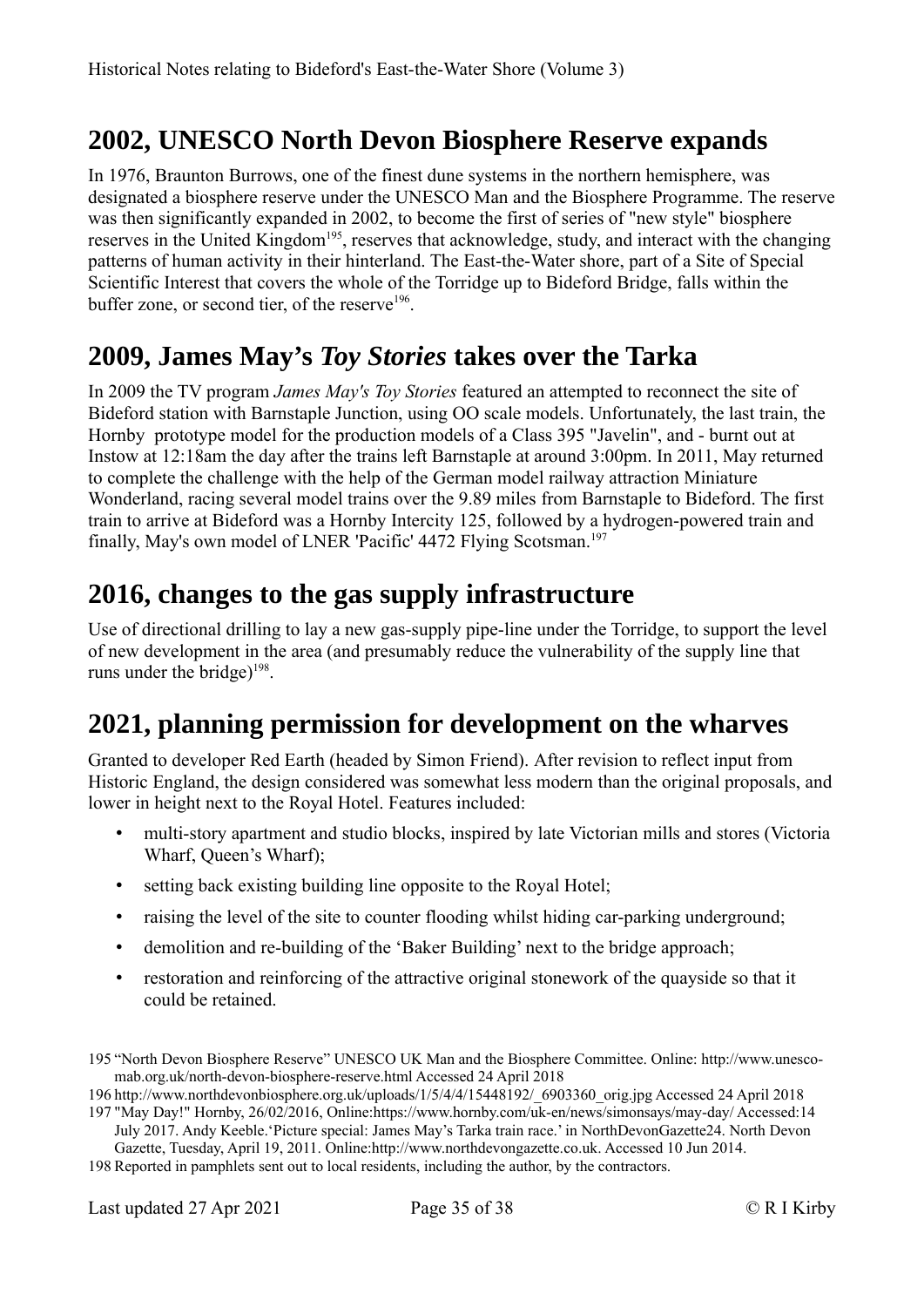## 2002, UNESCO North Devon Biosphere Reserve expands

In 1976, Braunton Burrows, one of the finest dune systems in the northern hemisphere, was designated a biosphere reserve under the UNESCO Man and the Biosphere Programme. The reserve was then significantly expanded in 2002, to become the first of series of "new style" biosphere reserves in the United Kingdom[195], reserves that acknowledge, study, and interact with the changing patterns of human activity in their hinterland. The East-the-Water shore, part of a Site of Special Scientific Interest that covers the whole of the Torridge up to Bideford Bridge, falls within the buffer zone, or second tier, of the reserve[196].

## 2009, James May's *Toy Stories* takes over the Tarka

In 2009 the TV program *James May's Toy Stories* featured an attempted to reconnect the site of Bideford station with Barnstaple Junction, using OO scale models. Unfortunately, the last train, the Hornby prototype model for the production models of a Class 395 "Javelin", and - burnt out at Instow at 12:18am the day after the trains left Barnstaple at around 3:00pm. In 2011, May returned to complete the challenge with the help of the German model railway attraction Miniature Wonderland, racing several model trains over the 9.89 miles from Barnstaple to Bideford. The first train to arrive at Bideford was a Hornby Intercity 125, followed by a hydrogen-powered train and finally, May's own model of LNER 'Pacific' 4472 Flying Scotsman.[197]

## 2016, changes to the gas supply infrastructure

Use of directional drilling to lay a new gas-supply pipe-line under the Torridge, to support the level of new development in the area (and presumably reduce the vulnerability of the supply line that runs under the bridge)[198].

## 2021, planning permission for development on the wharves

Granted to developer Red Earth (headed by Simon Friend). After revision to reflect input from Historic England, the design considered was somewhat less modern than the original proposals, and lower in height next to the Royal Hotel. Features included:

- multi-story apartment and studio blocks, inspired by late Victorian mills and stores (Victoria Wharf, Queen's Wharf);
- setting back existing building line opposite to the Royal Hotel;
- raising the level of the site to counter flooding whilst hiding car-parking underground;
- demolition and re-building of the 'Baker Building' next to the bridge approach;
- restoration and reinforcing of the attractive original stonework of the quayside so that it could be retained.

195 "North Devon Biosphere Reserve" UNESCO UK Man and the Biosphere Committee. Online: http://www.unesco-mab.org.uk/north-devon-biosphere-reserve.html Accessed 24 April 2018

196 http://www.northdevonbiosphere.org.uk/uploads/1/5/4/4/15448192/_6903360_orig.jpg Accessed 24 April 2018

197 "May Day!" Hornby, 26/02/2016, Online:https://www.hornby.com/uk-en/news/simonsays/may-day/ Accessed:14 July 2017. Andy Keeble.'Picture special: James May's Tarka train race.' in NorthDevonGazette24. North Devon Gazette, Tuesday, April 19, 2011. Online:http://www.northdevongazette.co.uk. Accessed 10 Jun 2014.

198 Reported in pamphlets sent out to local residents, including the author, by the contractors.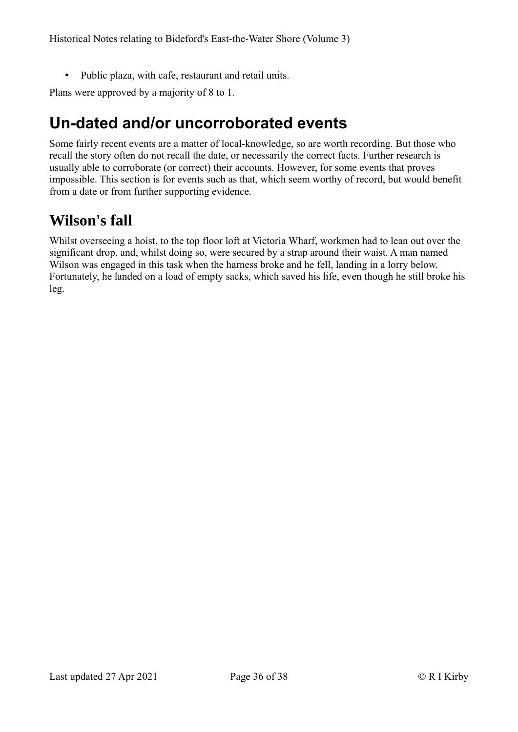- Public plaza, with cafe, restaurant and retail units.

Plans were approved by a majority of 8 to 1.

## Un-dated and/or uncorroborated events

Some fairly recent events are a matter of local-knowledge, so are worth recording. But those who recall the story often do not recall the date, or necessarily the correct facts. Further research is usually able to corroborate (or correct) their accounts. However, for some events that proves impossible. This section is for events such as that, which seem worthy of record, but would benefit from a date or from further supporting evidence.

## Wilson's fall

Whilst overseeing a hoist, to the top floor loft at Victoria Wharf, workmen had to lean out over the significant drop, and, whilst doing so, were secured by a strap around their waist. A man named Wilson was engaged in this task when the harness broke and he fell, landing in a lorry below. Fortunately, he landed on a load of empty sacks, which saved his life, even though he still broke his leg.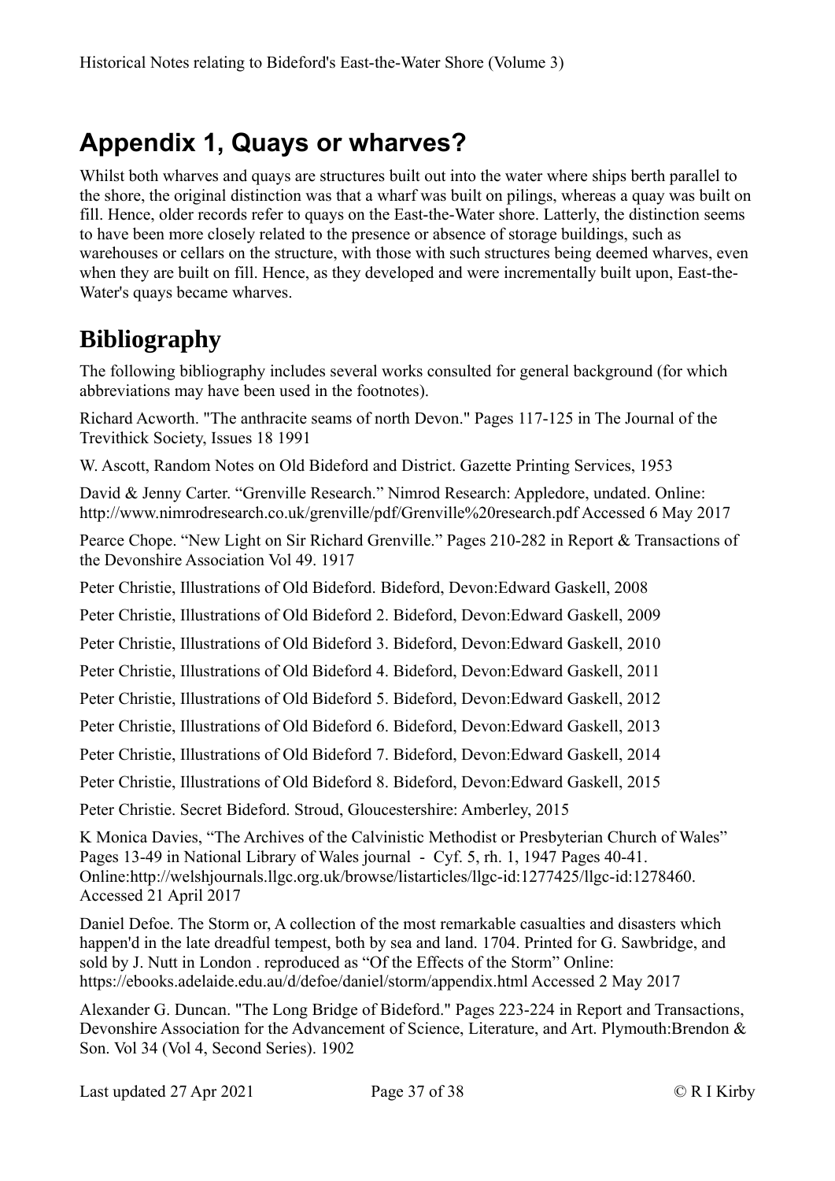## Appendix 1, Quays or wharves?

Whilst both wharves and quays are structures built out into the water where ships berth parallel to the shore, the original distinction was that a wharf was built on pilings, whereas a quay was built on fill. Hence, older records refer to quays on the East-the-Water shore. Latterly, the distinction seems to have been more closely related to the presence or absence of storage buildings, such as warehouses or cellars on the structure, with those with such structures being deemed wharves, even when they are built on fill. Hence, as they developed and were incrementally built upon, East-the-Water's quays became wharves.

## Bibliography

The following bibliography includes several works consulted for general background (for which abbreviations may have been used in the footnotes).

Richard Acworth. "The anthracite seams of north Devon." Pages 117-125 in The Journal of the Trevithick Society, Issues 18 1991

W. Ascott, Random Notes on Old Bideford and District. Gazette Printing Services, 1953

David & Jenny Carter. "Grenville Research." Nimrod Research: Appledore, undated. Online: http://www.nimrodresearch.co.uk/grenville/pdf/Grenville%20research.pdf Accessed 6 May 2017

Pearce Chope. "New Light on Sir Richard Grenville." Pages 210-282 in Report & Transactions of the Devonshire Association Vol 49. 1917

Peter Christie, Illustrations of Old Bideford. Bideford, Devon:Edward Gaskell, 2008

Peter Christie, Illustrations of Old Bideford 2. Bideford, Devon:Edward Gaskell, 2009

Peter Christie, Illustrations of Old Bideford 3. Bideford, Devon:Edward Gaskell, 2010

Peter Christie, Illustrations of Old Bideford 4. Bideford, Devon:Edward Gaskell, 2011

Peter Christie, Illustrations of Old Bideford 5. Bideford, Devon:Edward Gaskell, 2012

Peter Christie, Illustrations of Old Bideford 6. Bideford, Devon:Edward Gaskell, 2013

Peter Christie, Illustrations of Old Bideford 7. Bideford, Devon:Edward Gaskell, 2014

Peter Christie, Illustrations of Old Bideford 8. Bideford, Devon:Edward Gaskell, 2015

Peter Christie. Secret Bideford. Stroud, Gloucestershire: Amberley, 2015

K Monica Davies, "The Archives of the Calvinistic Methodist or Presbyterian Church of Wales" Pages 13-49 in National Library of Wales journal - Cyf. 5, rh. 1, 1947 Pages 40-41. Online:http://welshjournals.llgc.org.uk/browse/listarticles/llgc-id:1277425/llgc-id:1278460. Accessed 21 April 2017

Daniel Defoe. The Storm or, A collection of the most remarkable casualties and disasters which happen'd in the late dreadful tempest, both by sea and land. 1704. Printed for G. Sawbridge, and sold by J. Nutt in London . reproduced as "Of the Effects of the Storm" Online: https://ebooks.adelaide.edu.au/d/defoe/daniel/storm/appendix.html Accessed 2 May 2017

Alexander G. Duncan. "The Long Bridge of Bideford." Pages 223-224 in Report and Transactions, Devonshire Association for the Advancement of Science, Literature, and Art. Plymouth:Brendon & Son. Vol 34 (Vol 4, Second Series). 1902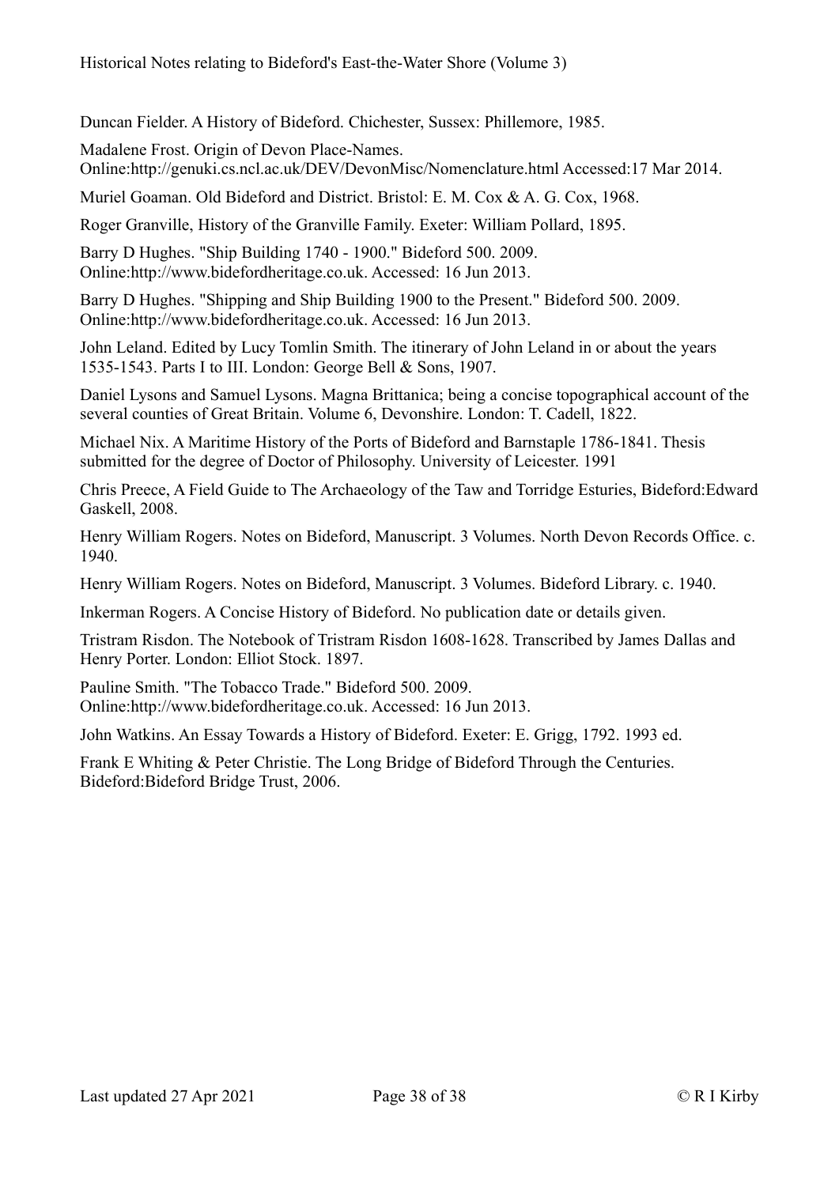Duncan Fielder. A History of Bideford. Chichester, Sussex: Phillemore, 1985.

Madalene Frost. Origin of Devon Place-Names. Online:http://genuki.cs.ncl.ac.uk/DEV/DevonMisc/Nomenclature.html Accessed:17 Mar 2014.

Muriel Goaman. Old Bideford and District. Bristol: E. M. Cox & A. G. Cox, 1968.

Roger Granville, History of the Granville Family. Exeter: William Pollard, 1895.

Barry D Hughes. "Ship Building 1740 - 1900." Bideford 500. 2009. Online:http://www.bidefordheritage.co.uk. Accessed: 16 Jun 2013.

Barry D Hughes. "Shipping and Ship Building 1900 to the Present." Bideford 500. 2009. Online:http://www.bidefordheritage.co.uk. Accessed: 16 Jun 2013.

John Leland. Edited by Lucy Tomlin Smith. The itinerary of John Leland in or about the years 1535-1543. Parts I to III. London: George Bell & Sons, 1907.

Daniel Lysons and Samuel Lysons. Magna Brittanica; being a concise topographical account of the several counties of Great Britain. Volume 6, Devonshire. London: T. Cadell, 1822.

Michael Nix. A Maritime History of the Ports of Bideford and Barnstaple 1786-1841. Thesis submitted for the degree of Doctor of Philosophy. University of Leicester. 1991

Chris Preece, A Field Guide to The Archaeology of the Taw and Torridge Esturies, Bideford:Edward Gaskell, 2008.

Henry William Rogers. Notes on Bideford, Manuscript. 3 Volumes. North Devon Records Office. c. 1940.

Henry William Rogers. Notes on Bideford, Manuscript. 3 Volumes. Bideford Library. c. 1940.

Inkerman Rogers. A Concise History of Bideford. No publication date or details given.

Tristram Risdon. The Notebook of Tristram Risdon 1608-1628. Transcribed by James Dallas and Henry Porter. London: Elliot Stock. 1897.

Pauline Smith. "The Tobacco Trade." Bideford 500. 2009. Online:http://www.bidefordheritage.co.uk. Accessed: 16 Jun 2013.

John Watkins. An Essay Towards a History of Bideford. Exeter: E. Grigg, 1792. 1993 ed.

Frank E Whiting & Peter Christie. The Long Bridge of Bideford Through the Centuries. Bideford:Bideford Bridge Trust, 2006.